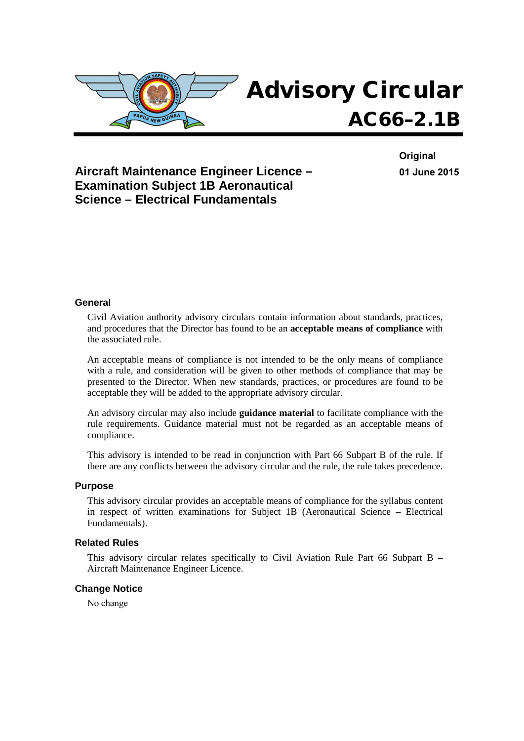# Advisory Circular

# AC66-2.1B

**Original**

**01 June 2015**

## Aircraft Maintenance Engineer Licence – Examination Subject 1B Aeronautical Science – Electrical Fundamentals

### General

Civil Aviation authority advisory circulars contain information about standards, practices, and procedures that the Director has found to be an **acceptable means of compliance** with the associated rule.

An acceptable means of compliance is not intended to be the only means of compliance with a rule, and consideration will be given to other methods of compliance that may be presented to the Director. When new standards, practices, or procedures are found to be acceptable they will be added to the appropriate advisory circular.

An advisory circular may also include **guidance material** to facilitate compliance with the rule requirements. Guidance material must not be regarded as an acceptable means of compliance.

This advisory is intended to be read in conjunction with Part 66 Subpart B of the rule. If there are any conflicts between the advisory circular and the rule, the rule takes precedence.

### Purpose

This advisory circular provides an acceptable means of compliance for the syllabus content in respect of written examinations for Subject 1B (Aeronautical Science – Electrical Fundamentals).

### Related Rules

This advisory circular relates specifically to Civil Aviation Rule Part 66 Subpart B – Aircraft Maintenance Engineer Licence.

### Change Notice

No change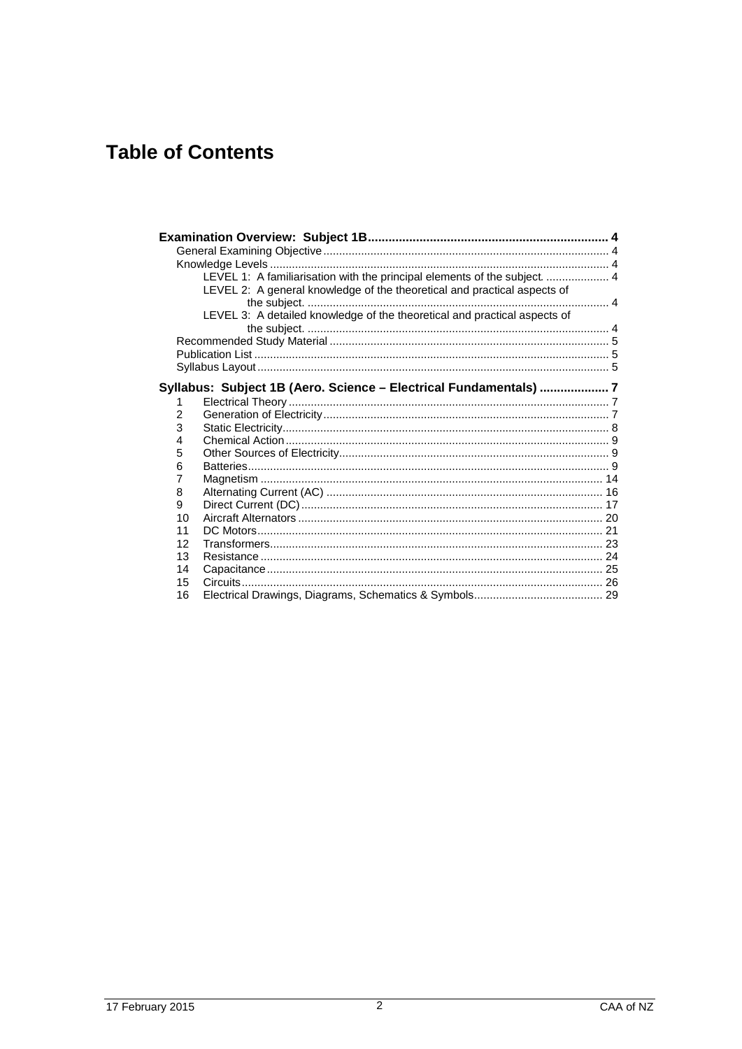# Table of Contents

**Examination Overview: Subject 1B** ..... 4

- General Examining Objective ..... 4
- Knowledge Levels ..... 4
  - LEVEL 1: A familiarisation with the principal elements of the subject. ..... 4
  - LEVEL 2: A general knowledge of the theoretical and practical aspects of the subject. ..... 4
  - LEVEL 3: A detailed knowledge of the theoretical and practical aspects of the subject. ..... 4
- Recommended Study Material ..... 5
- Publication List ..... 5
- Syllabus Layout ..... 5

**Syllabus: Subject 1B (Aero. Science – Electrical Fundamentals)** ..... 7

| | | |
|---|---|---|
| 1 | Electrical Theory | 7 |
| 2 | Generation of Electricity | 7 |
| 3 | Static Electricity | 8 |
| 4 | Chemical Action | 9 |
| 5 | Other Sources of Electricity | 9 |
| 6 | Batteries | 9 |
| 7 | Magnetism | 14 |
| 8 | Alternating Current (AC) | 16 |
| 9 | Direct Current (DC) | 17 |
| 10 | Aircraft Alternators | 20 |
| 11 | DC Motors | 21 |
| 12 | Transformers | 23 |
| 13 | Resistance | 24 |
| 14 | Capacitance | 25 |
| 15 | Circuits | 26 |
| 16 | Electrical Drawings, Diagrams, Schematics & Symbols | 29 |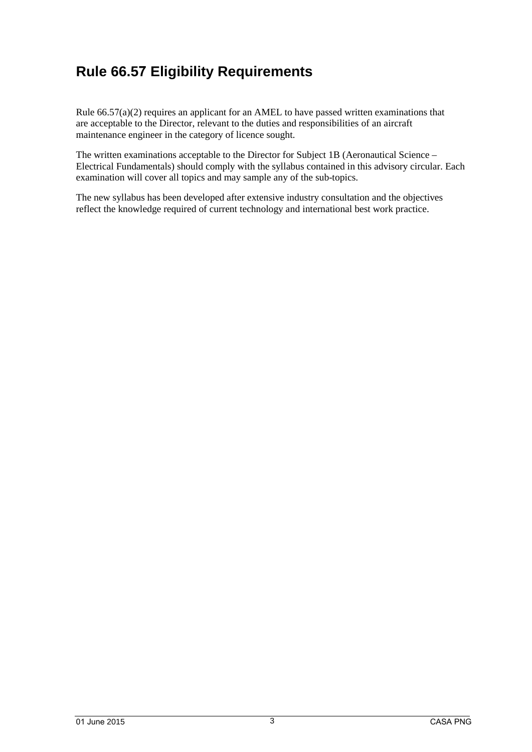# Rule 66.57 Eligibility Requirements

Rule 66.57(a)(2) requires an applicant for an AMEL to have passed written examinations that are acceptable to the Director, relevant to the duties and responsibilities of an aircraft maintenance engineer in the category of licence sought.

The written examinations acceptable to the Director for Subject 1B (Aeronautical Science – Electrical Fundamentals) should comply with the syllabus contained in this advisory circular. Each examination will cover all topics and may sample any of the sub-topics.

The new syllabus has been developed after extensive industry consultation and the objectives reflect the knowledge required of current technology and international best work practice.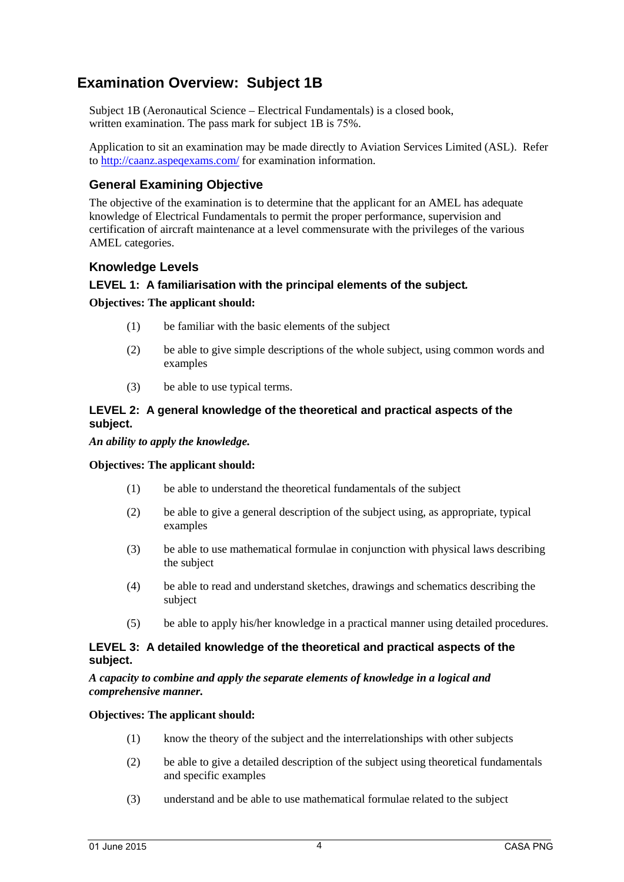# Examination Overview: Subject 1B

Subject 1B (Aeronautical Science – Electrical Fundamentals) is a closed book, written examination. The pass mark for subject 1B is 75%.

Application to sit an examination may be made directly to Aviation Services Limited (ASL). Refer to http://caanz.aspeqexams.com/ for examination information.

## General Examining Objective

The objective of the examination is to determine that the applicant for an AMEL has adequate knowledge of Electrical Fundamentals to permit the proper performance, supervision and certification of aircraft maintenance at a level commensurate with the privileges of the various AMEL categories.

## Knowledge Levels

### LEVEL 1: A familiarisation with the principal elements of the subject.

**Objectives: The applicant should:**

(1) be familiar with the basic elements of the subject

(2) be able to give simple descriptions of the whole subject, using common words and examples

(3) be able to use typical terms.

### LEVEL 2: A general knowledge of the theoretical and practical aspects of the subject.

***An ability to apply the knowledge.***

**Objectives: The applicant should:**

(1) be able to understand the theoretical fundamentals of the subject

(2) be able to give a general description of the subject using, as appropriate, typical examples

(3) be able to use mathematical formulae in conjunction with physical laws describing the subject

(4) be able to read and understand sketches, drawings and schematics describing the subject

(5) be able to apply his/her knowledge in a practical manner using detailed procedures.

### LEVEL 3: A detailed knowledge of the theoretical and practical aspects of the subject.

***A capacity to combine and apply the separate elements of knowledge in a logical and comprehensive manner.***

**Objectives: The applicant should:**

(1) know the theory of the subject and the interrelationships with other subjects

(2) be able to give a detailed description of the subject using theoretical fundamentals and specific examples

(3) understand and be able to use mathematical formulae related to the subject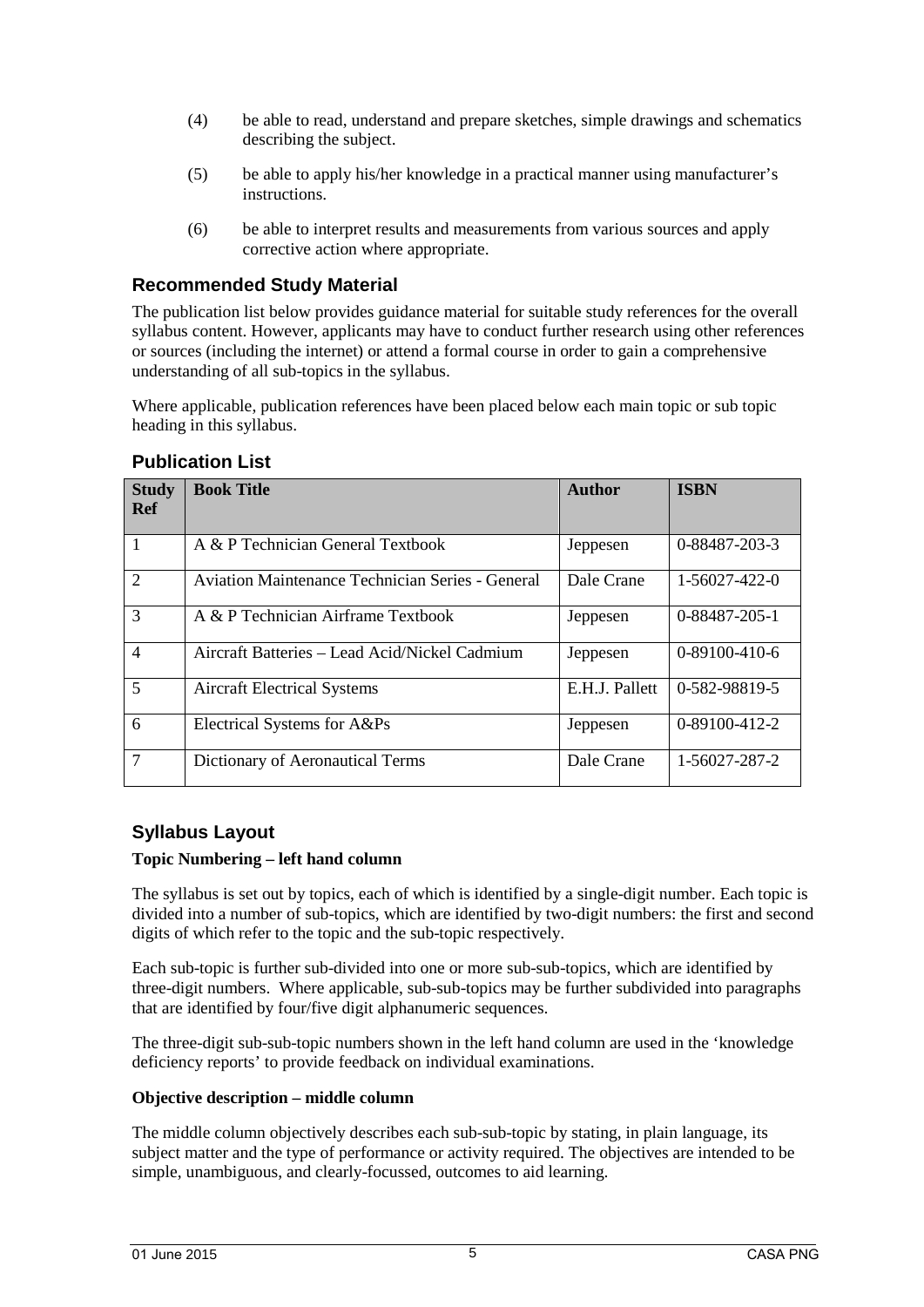(4) be able to read, understand and prepare sketches, simple drawings and schematics describing the subject.

(5) be able to apply his/her knowledge in a practical manner using manufacturer's instructions.

(6) be able to interpret results and measurements from various sources and apply corrective action where appropriate.

## Recommended Study Material

The publication list below provides guidance material for suitable study references for the overall syllabus content. However, applicants may have to conduct further research using other references or sources (including the internet) or attend a formal course in order to gain a comprehensive understanding of all sub-topics in the syllabus.

Where applicable, publication references have been placed below each main topic or sub topic heading in this syllabus.

## Publication List

| Study Ref | Book Title | Author | ISBN |
|---|---|---|---|
| 1 | A & P Technician General Textbook | Jeppesen | 0-88487-203-3 |
| 2 | Aviation Maintenance Technician Series - General | Dale Crane | 1-56027-422-0 |
| 3 | A & P Technician Airframe Textbook | Jeppesen | 0-88487-205-1 |
| 4 | Aircraft Batteries – Lead Acid/Nickel Cadmium | Jeppesen | 0-89100-410-6 |
| 5 | Aircraft Electrical Systems | E.H.J. Pallett | 0-582-98819-5 |
| 6 | Electrical Systems for A&Ps | Jeppesen | 0-89100-412-2 |
| 7 | Dictionary of Aeronautical Terms | Dale Crane | 1-56027-287-2 |

## Syllabus Layout

**Topic Numbering – left hand column**

The syllabus is set out by topics, each of which is identified by a single-digit number. Each topic is divided into a number of sub-topics, which are identified by two-digit numbers: the first and second digits of which refer to the topic and the sub-topic respectively.

Each sub-topic is further sub-divided into one or more sub-sub-topics, which are identified by three-digit numbers. Where applicable, sub-sub-topics may be further subdivided into paragraphs that are identified by four/five digit alphanumeric sequences.

The three-digit sub-sub-topic numbers shown in the left hand column are used in the 'knowledge deficiency reports' to provide feedback on individual examinations.

**Objective description – middle column**

The middle column objectively describes each sub-sub-topic by stating, in plain language, its subject matter and the type of performance or activity required. The objectives are intended to be simple, unambiguous, and clearly-focussed, outcomes to aid learning.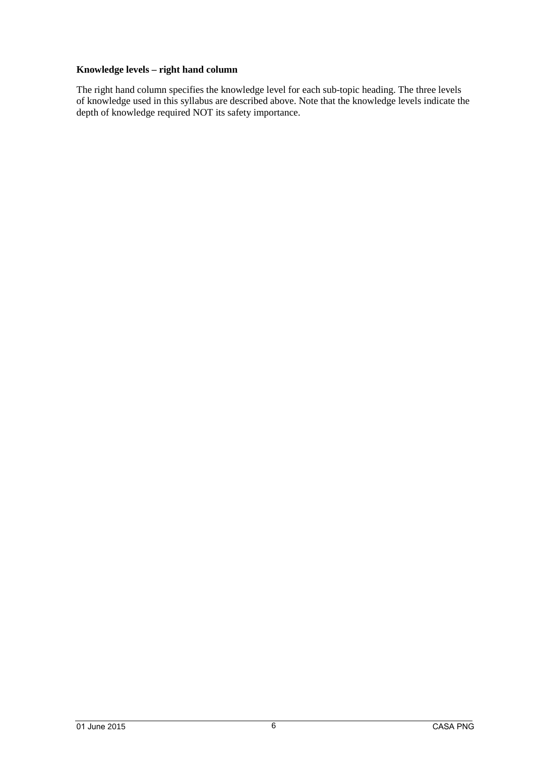**Knowledge levels – right hand column**

The right hand column specifies the knowledge level for each sub-topic heading. The three levels of knowledge used in this syllabus are described above. Note that the knowledge levels indicate the depth of knowledge required NOT its safety importance.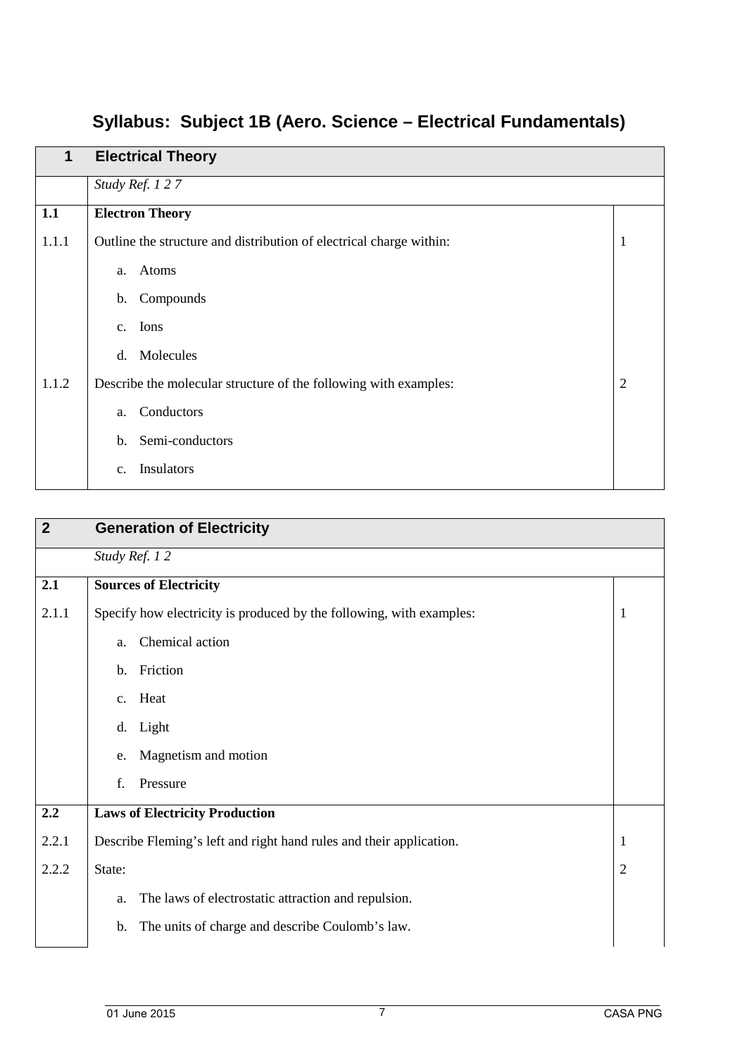# Syllabus: Subject 1B (Aero. Science – Electrical Fundamentals)

| **1** | **Electrical Theory** | |
|---|---|---|
| | *Study Ref. 1 2 7* | |
| **1.1** | **Electron Theory** | |
| 1.1.1 | Outline the structure and distribution of electrical charge within: | 1 |
| | a. Atoms | |
| | b. Compounds | |
| | c. Ions | |
| | d. Molecules | |
| 1.1.2 | Describe the molecular structure of the following with examples: | 2 |
| | a. Conductors | |
| | b. Semi-conductors | |
| | c. Insulators | |

| **2** | **Generation of Electricity** | |
|---|---|---|
| | *Study Ref. 1 2* | |
| **2.1** | **Sources of Electricity** | |
| 2.1.1 | Specify how electricity is produced by the following, with examples: | 1 |
| | a. Chemical action | |
| | b. Friction | |
| | c. Heat | |
| | d. Light | |
| | e. Magnetism and motion | |
| | f. Pressure | |
| **2.2** | **Laws of Electricity Production** | |
| 2.2.1 | Describe Fleming's left and right hand rules and their application. | 1 |
| 2.2.2 | State: | 2 |
| | a. The laws of electrostatic attraction and repulsion. | |
| | b. The units of charge and describe Coulomb's law. | |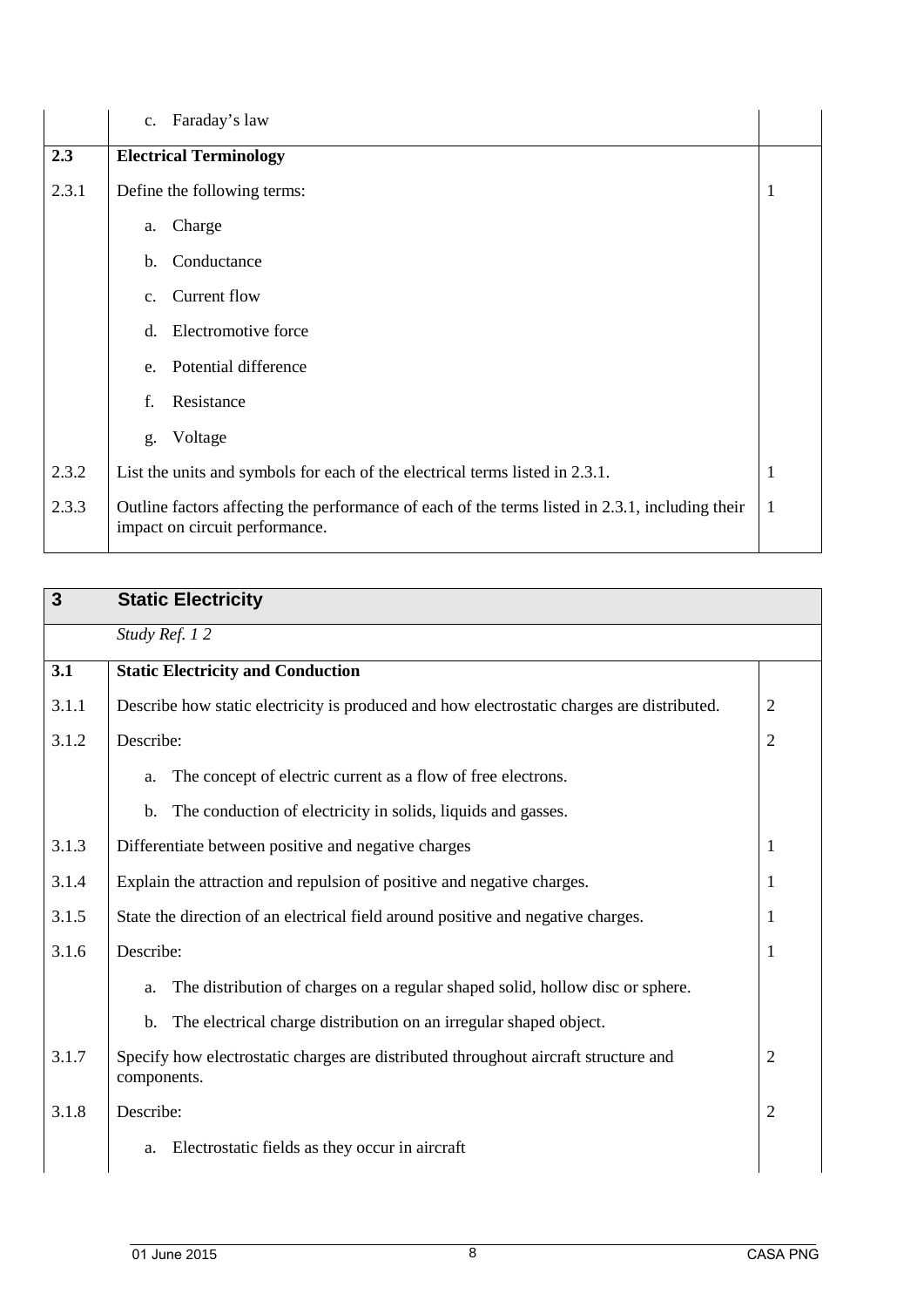| | | |
|---|---|---|
| | c. Faraday's law | |
| **2.3** | **Electrical Terminology** | |
| 2.3.1 | Define the following terms: | 1 |
| | a. Charge | |
| | b. Conductance | |
| | c. Current flow | |
| | d. Electromotive force | |
| | e. Potential difference | |
| | f. Resistance | |
| | g. Voltage | |
| 2.3.2 | List the units and symbols for each of the electrical terms listed in 2.3.1. | 1 |
| 2.3.3 | Outline factors affecting the performance of each of the terms listed in 2.3.1, including their impact on circuit performance. | 1 |

| | | |
|---|---|---|
| **3** | **Static Electricity** | |
| | *Study Ref. 1 2* | |
| **3.1** | **Static Electricity and Conduction** | |
| 3.1.1 | Describe how static electricity is produced and how electrostatic charges are distributed. | 2 |
| 3.1.2 | Describe: | 2 |
| | a. The concept of electric current as a flow of free electrons. | |
| | b. The conduction of electricity in solids, liquids and gasses. | |
| 3.1.3 | Differentiate between positive and negative charges | 1 |
| 3.1.4 | Explain the attraction and repulsion of positive and negative charges. | 1 |
| 3.1.5 | State the direction of an electrical field around positive and negative charges. | 1 |
| 3.1.6 | Describe: | 1 |
| | a. The distribution of charges on a regular shaped solid, hollow disc or sphere. | |
| | b. The electrical charge distribution on an irregular shaped object. | |
| 3.1.7 | Specify how electrostatic charges are distributed throughout aircraft structure and components. | 2 |
| 3.1.8 | Describe: | 2 |
| | a. Electrostatic fields as they occur in aircraft | |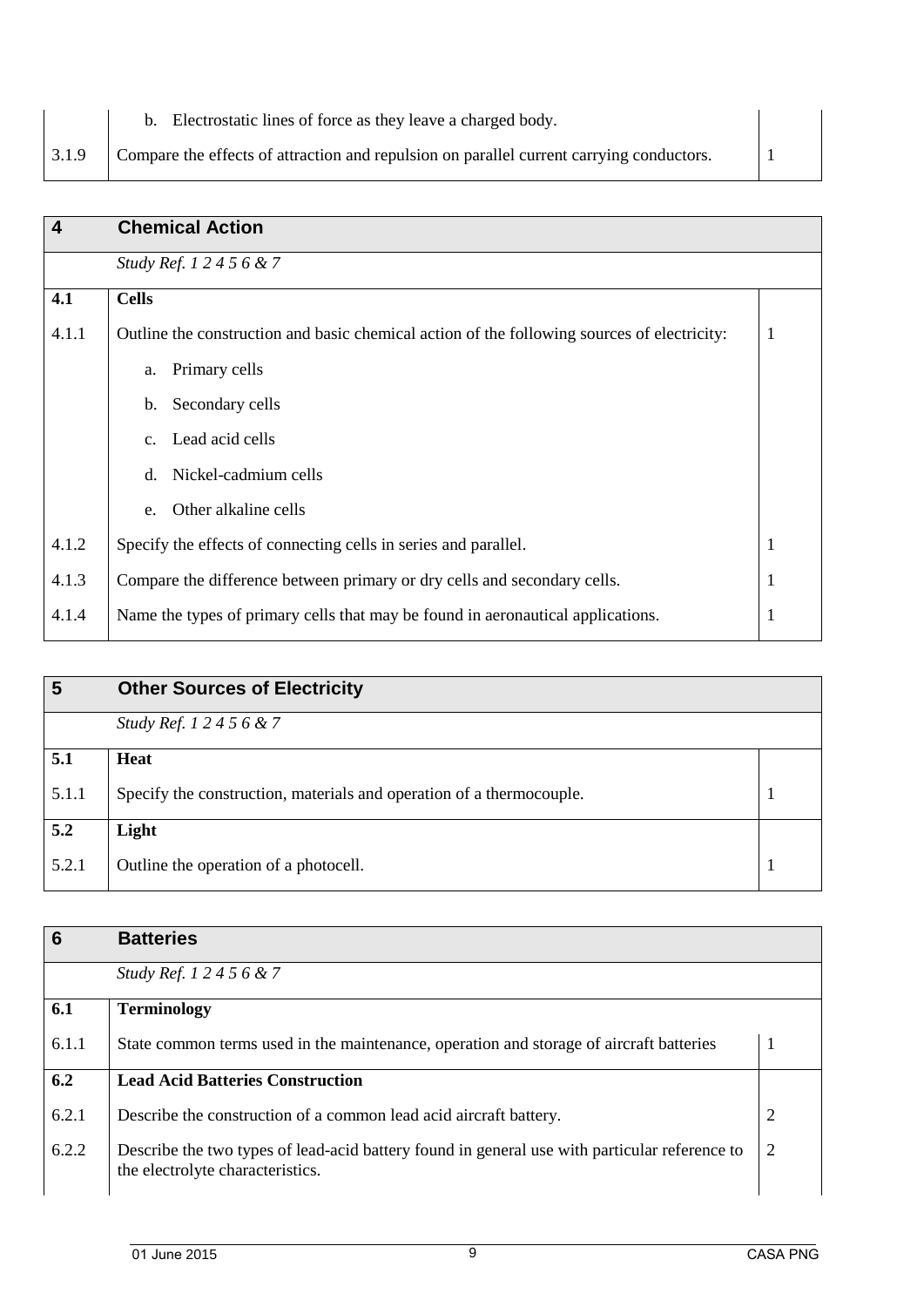| | | |
|---|---|---|
| | b. Electrostatic lines of force as they leave a charged body. | |
| 3.1.9 | Compare the effects of attraction and repulsion on parallel current carrying conductors. | 1 |

| **4** | **Chemical Action** | |
|---|---|---|
| | *Study Ref. 1 2 4 5 6 & 7* | |
| **4.1** | **Cells** | |
| 4.1.1 | Outline the construction and basic chemical action of the following sources of electricity: | 1 |
| | a. Primary cells | |
| | b. Secondary cells | |
| | c. Lead acid cells | |
| | d. Nickel-cadmium cells | |
| | e. Other alkaline cells | |
| 4.1.2 | Specify the effects of connecting cells in series and parallel. | 1 |
| 4.1.3 | Compare the difference between primary or dry cells and secondary cells. | 1 |
| 4.1.4 | Name the types of primary cells that may be found in aeronautical applications. | 1 |

| **5** | **Other Sources of Electricity** | |
|---|---|---|
| | *Study Ref. 1 2 4 5 6 & 7* | |
| **5.1** | **Heat** | |
| 5.1.1 | Specify the construction, materials and operation of a thermocouple. | 1 |
| **5.2** | **Light** | |
| 5.2.1 | Outline the operation of a photocell. | 1 |

| **6** | **Batteries** | |
|---|---|---|
| | *Study Ref. 1 2 4 5 6 & 7* | |
| **6.1** | **Terminology** | |
| 6.1.1 | State common terms used in the maintenance, operation and storage of aircraft batteries | 1 |
| **6.2** | **Lead Acid Batteries Construction** | |
| 6.2.1 | Describe the construction of a common lead acid aircraft battery. | 2 |
| 6.2.2 | Describe the two types of lead-acid battery found in general use with particular reference to the electrolyte characteristics. | 2 |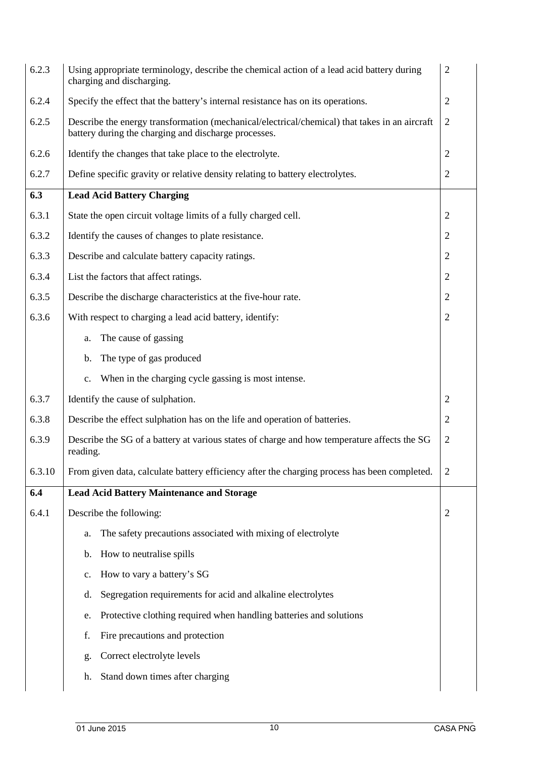| | | |
|---|---|---|
| 6.2.3 | Using appropriate terminology, describe the chemical action of a lead acid battery during charging and discharging. | 2 |
| 6.2.4 | Specify the effect that the battery's internal resistance has on its operations. | 2 |
| 6.2.5 | Describe the energy transformation (mechanical/electrical/chemical) that takes in an aircraft battery during the charging and discharge processes. | 2 |
| 6.2.6 | Identify the changes that take place to the electrolyte. | 2 |
| 6.2.7 | Define specific gravity or relative density relating to battery electrolytes. | 2 |
| **6.3** | **Lead Acid Battery Charging** | |
| 6.3.1 | State the open circuit voltage limits of a fully charged cell. | 2 |
| 6.3.2 | Identify the causes of changes to plate resistance. | 2 |
| 6.3.3 | Describe and calculate battery capacity ratings. | 2 |
| 6.3.4 | List the factors that affect ratings. | 2 |
| 6.3.5 | Describe the discharge characteristics at the five-hour rate. | 2 |
| 6.3.6 | With respect to charging a lead acid battery, identify:<br>a. The cause of gassing<br>b. The type of gas produced<br>c. When in the charging cycle gassing is most intense. | 2 |
| 6.3.7 | Identify the cause of sulphation. | 2 |
| 6.3.8 | Describe the effect sulphation has on the life and operation of batteries. | 2 |
| 6.3.9 | Describe the SG of a battery at various states of charge and how temperature affects the SG reading. | 2 |
| 6.3.10 | From given data, calculate battery efficiency after the charging process has been completed. | 2 |
| **6.4** | **Lead Acid Battery Maintenance and Storage** | |
| 6.4.1 | Describe the following:<br>a. The safety precautions associated with mixing of electrolyte<br>b. How to neutralise spills<br>c. How to vary a battery's SG<br>d. Segregation requirements for acid and alkaline electrolytes<br>e. Protective clothing required when handling batteries and solutions<br>f. Fire precautions and protection<br>g. Correct electrolyte levels<br>h. Stand down times after charging | 2 |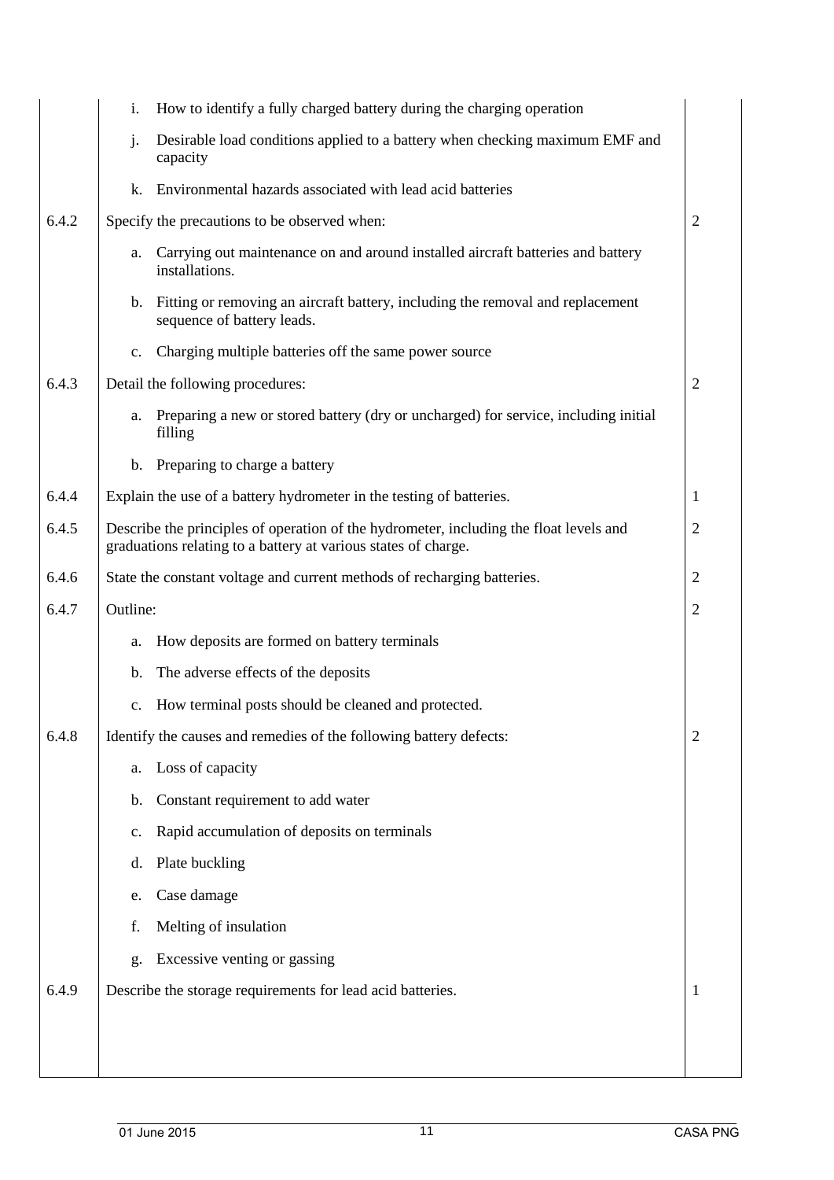| | | |
|---|---|---|
| | i. How to identify a fully charged battery during the charging operation | |
| | j. Desirable load conditions applied to a battery when checking maximum EMF and capacity | |
| | k. Environmental hazards associated with lead acid batteries | |
| 6.4.2 | Specify the precautions to be observed when: | 2 |
| | a. Carrying out maintenance on and around installed aircraft batteries and battery installations. | |
| | b. Fitting or removing an aircraft battery, including the removal and replacement sequence of battery leads. | |
| | c. Charging multiple batteries off the same power source | |
| 6.4.3 | Detail the following procedures: | 2 |
| | a. Preparing a new or stored battery (dry or uncharged) for service, including initial filling | |
| | b. Preparing to charge a battery | |
| 6.4.4 | Explain the use of a battery hydrometer in the testing of batteries. | 1 |
| 6.4.5 | Describe the principles of operation of the hydrometer, including the float levels and graduations relating to a battery at various states of charge. | 2 |
| 6.4.6 | State the constant voltage and current methods of recharging batteries. | 2 |
| 6.4.7 | Outline: | 2 |
| | a. How deposits are formed on battery terminals | |
| | b. The adverse effects of the deposits | |
| | c. How terminal posts should be cleaned and protected. | |
| 6.4.8 | Identify the causes and remedies of the following battery defects: | 2 |
| | a. Loss of capacity | |
| | b. Constant requirement to add water | |
| | c. Rapid accumulation of deposits on terminals | |
| | d. Plate buckling | |
| | e. Case damage | |
| | f. Melting of insulation | |
| | g. Excessive venting or gassing | |
| 6.4.9 | Describe the storage requirements for lead acid batteries. | 1 |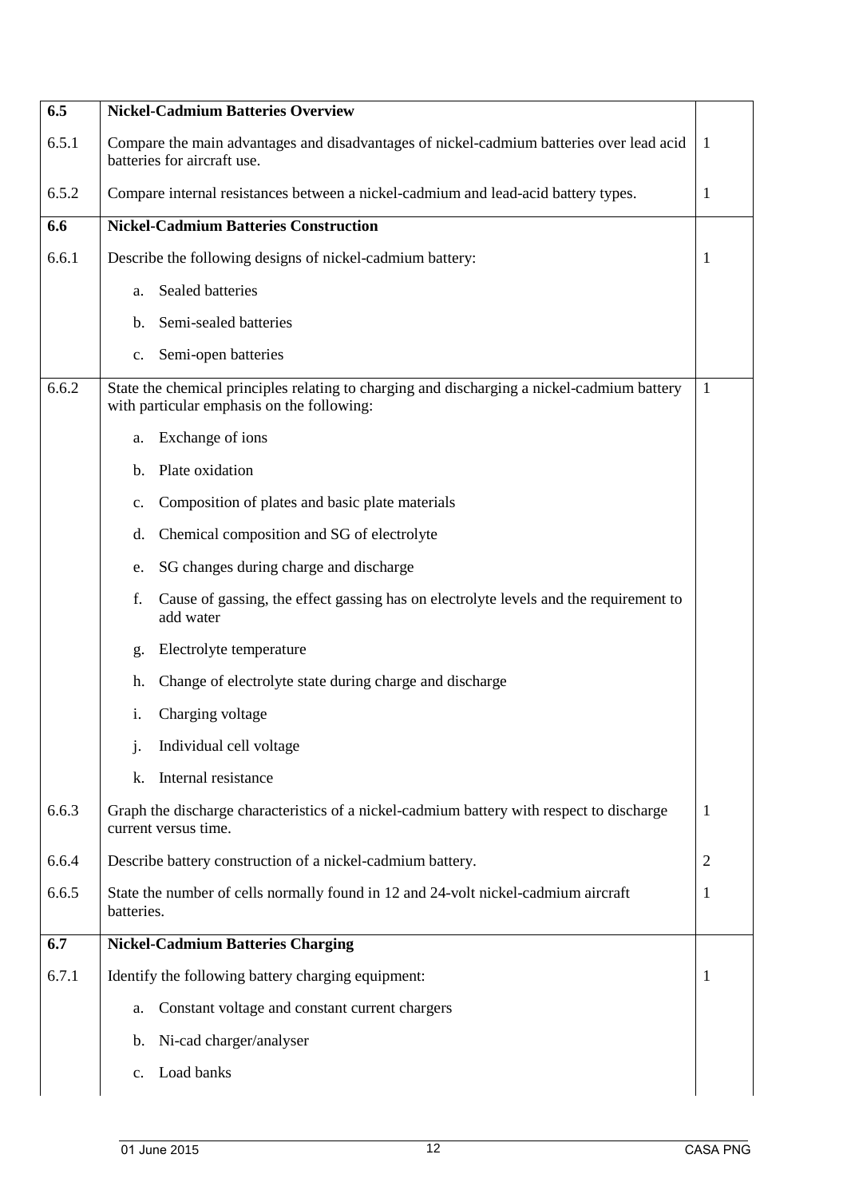| | | |
|---|---|---|
| **6.5** | **Nickel-Cadmium Batteries Overview** | |
| 6.5.1 | Compare the main advantages and disadvantages of nickel-cadmium batteries over lead acid batteries for aircraft use. | 1 |
| 6.5.2 | Compare internal resistances between a nickel-cadmium and lead-acid battery types. | 1 |
| **6.6** | **Nickel-Cadmium Batteries Construction** | |
| 6.6.1 | Describe the following designs of nickel-cadmium battery:<br>a. Sealed batteries<br>b. Semi-sealed batteries<br>c. Semi-open batteries | 1 |
| 6.6.2 | State the chemical principles relating to charging and discharging a nickel-cadmium battery with particular emphasis on the following:<br>a. Exchange of ions<br>b. Plate oxidation<br>c. Composition of plates and basic plate materials<br>d. Chemical composition and SG of electrolyte<br>e. SG changes during charge and discharge<br>f. Cause of gassing, the effect gassing has on electrolyte levels and the requirement to add water<br>g. Electrolyte temperature<br>h. Change of electrolyte state during charge and discharge<br>i. Charging voltage<br>j. Individual cell voltage<br>k. Internal resistance | 1 |
| 6.6.3 | Graph the discharge characteristics of a nickel-cadmium battery with respect to discharge current versus time. | 1 |
| 6.6.4 | Describe battery construction of a nickel-cadmium battery. | 2 |
| 6.6.5 | State the number of cells normally found in 12 and 24-volt nickel-cadmium aircraft batteries. | 1 |
| **6.7** | **Nickel-Cadmium Batteries Charging** | |
| 6.7.1 | Identify the following battery charging equipment:<br>a. Constant voltage and constant current chargers<br>b. Ni-cad charger/analyser<br>c. Load banks | 1 |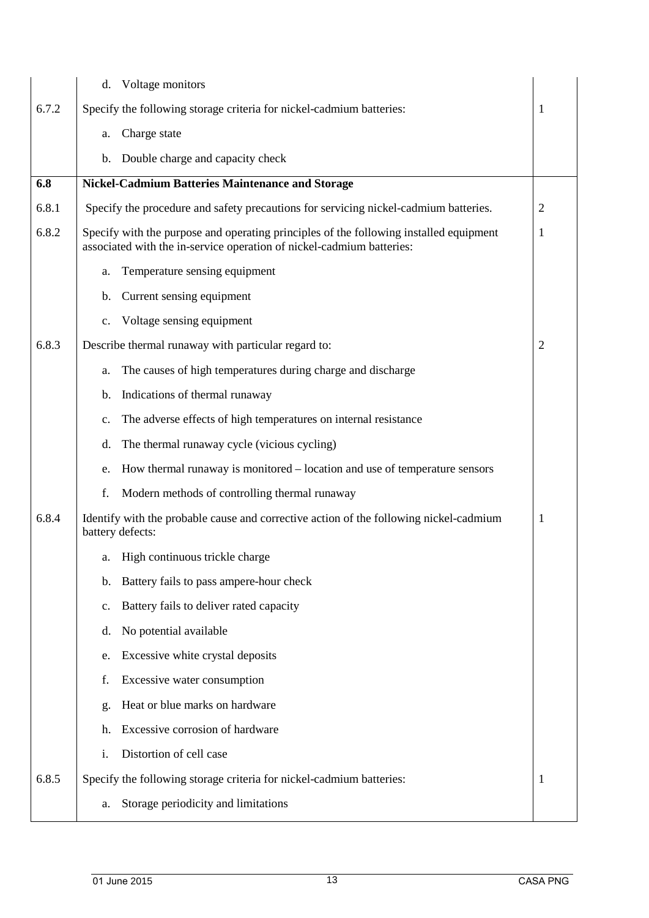| | | |
|---|---|---|
| | d. Voltage monitors | |
| 6.7.2 | Specify the following storage criteria for nickel-cadmium batteries: | 1 |
| | a. Charge state | |
| | b. Double charge and capacity check | |
| **6.8** | **Nickel-Cadmium Batteries Maintenance and Storage** | |
| 6.8.1 | Specify the procedure and safety precautions for servicing nickel-cadmium batteries. | 2 |
| 6.8.2 | Specify with the purpose and operating principles of the following installed equipment associated with the in-service operation of nickel-cadmium batteries: | 1 |
| | a. Temperature sensing equipment | |
| | b. Current sensing equipment | |
| | c. Voltage sensing equipment | |
| 6.8.3 | Describe thermal runaway with particular regard to: | 2 |
| | a. The causes of high temperatures during charge and discharge | |
| | b. Indications of thermal runaway | |
| | c. The adverse effects of high temperatures on internal resistance | |
| | d. The thermal runaway cycle (vicious cycling) | |
| | e. How thermal runaway is monitored – location and use of temperature sensors | |
| | f. Modern methods of controlling thermal runaway | |
| 6.8.4 | Identify with the probable cause and corrective action of the following nickel-cadmium battery defects: | 1 |
| | a. High continuous trickle charge | |
| | b. Battery fails to pass ampere-hour check | |
| | c. Battery fails to deliver rated capacity | |
| | d. No potential available | |
| | e. Excessive white crystal deposits | |
| | f. Excessive water consumption | |
| | g. Heat or blue marks on hardware | |
| | h. Excessive corrosion of hardware | |
| | i. Distortion of cell case | |
| 6.8.5 | Specify the following storage criteria for nickel-cadmium batteries: | 1 |
| | a. Storage periodicity and limitations | |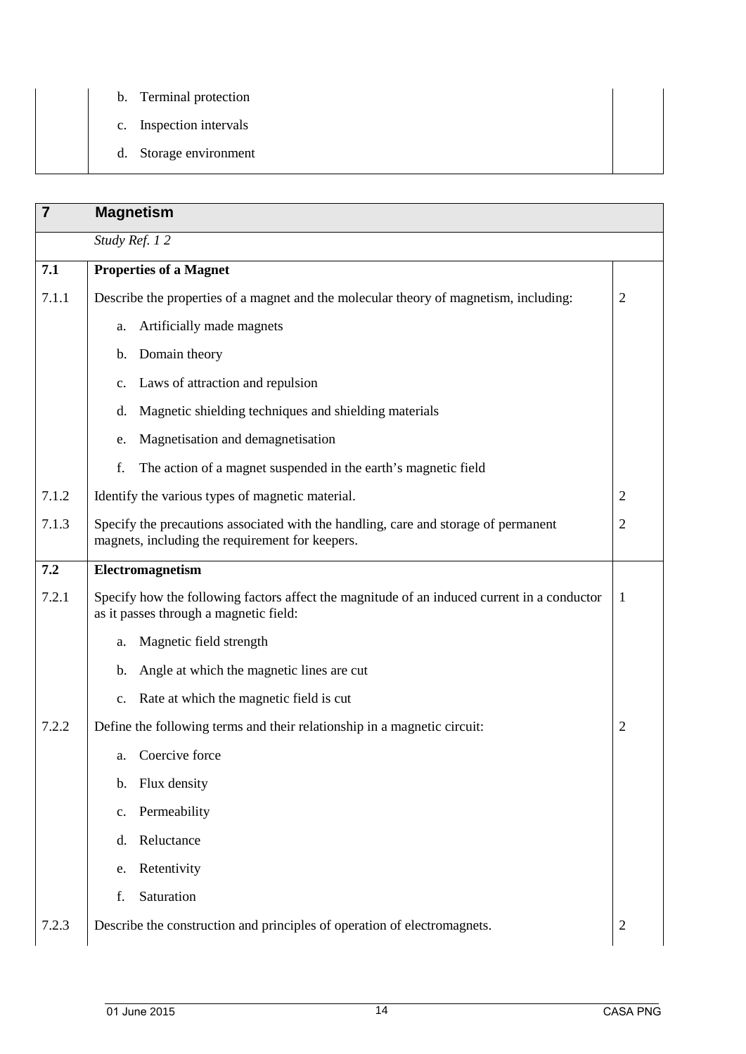| | | |
|---|---|---|
| | b. Terminal protection | |
| | c. Inspection intervals | |
| | d. Storage environment | |

| 7 | Magnetism | |
|---|---|---|
| | *Study Ref. 1 2* | |
| **7.1** | **Properties of a Magnet** | |
| 7.1.1 | Describe the properties of a magnet and the molecular theory of magnetism, including: | 2 |
| | a. Artificially made magnets | |
| | b. Domain theory | |
| | c. Laws of attraction and repulsion | |
| | d. Magnetic shielding techniques and shielding materials | |
| | e. Magnetisation and demagnetisation | |
| | f. The action of a magnet suspended in the earth's magnetic field | |
| 7.1.2 | Identify the various types of magnetic material. | 2 |
| 7.1.3 | Specify the precautions associated with the handling, care and storage of permanent magnets, including the requirement for keepers. | 2 |
| **7.2** | **Electromagnetism** | |
| 7.2.1 | Specify how the following factors affect the magnitude of an induced current in a conductor as it passes through a magnetic field: | 1 |
| | a. Magnetic field strength | |
| | b. Angle at which the magnetic lines are cut | |
| | c. Rate at which the magnetic field is cut | |
| 7.2.2 | Define the following terms and their relationship in a magnetic circuit: | 2 |
| | a. Coercive force | |
| | b. Flux density | |
| | c. Permeability | |
| | d. Reluctance | |
| | e. Retentivity | |
| | f. Saturation | |
| 7.2.3 | Describe the construction and principles of operation of electromagnets. | 2 |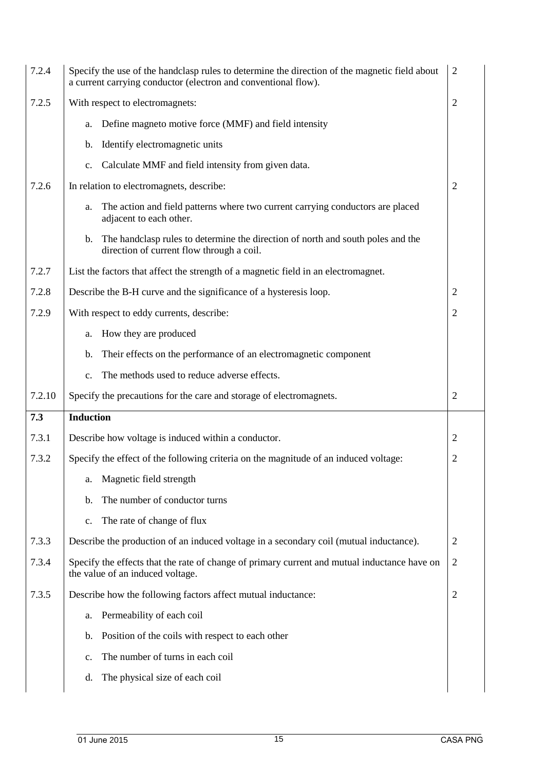| | | |
|---|---|---|
| 7.2.4 | Specify the use of the handclasp rules to determine the direction of the magnetic field about a current carrying conductor (electron and conventional flow). | 2 |
| 7.2.5 | With respect to electromagnets: | 2 |
| | a. Define magneto motive force (MMF) and field intensity | |
| | b. Identify electromagnetic units | |
| | c. Calculate MMF and field intensity from given data. | |
| 7.2.6 | In relation to electromagnets, describe: | 2 |
| | a. The action and field patterns where two current carrying conductors are placed adjacent to each other. | |
| | b. The handclasp rules to determine the direction of north and south poles and the direction of current flow through a coil. | |
| 7.2.7 | List the factors that affect the strength of a magnetic field in an electromagnet. | |
| 7.2.8 | Describe the B-H curve and the significance of a hysteresis loop. | 2 |
| 7.2.9 | With respect to eddy currents, describe: | 2 |
| | a. How they are produced | |
| | b. Their effects on the performance of an electromagnetic component | |
| | c. The methods used to reduce adverse effects. | |
| 7.2.10 | Specify the precautions for the care and storage of electromagnets. | 2 |
| **7.3** | **Induction** | |
| 7.3.1 | Describe how voltage is induced within a conductor. | 2 |
| 7.3.2 | Specify the effect of the following criteria on the magnitude of an induced voltage: | 2 |
| | a. Magnetic field strength | |
| | b. The number of conductor turns | |
| | c. The rate of change of flux | |
| 7.3.3 | Describe the production of an induced voltage in a secondary coil (mutual inductance). | 2 |
| 7.3.4 | Specify the effects that the rate of change of primary current and mutual inductance have on the value of an induced voltage. | 2 |
| 7.3.5 | Describe how the following factors affect mutual inductance: | 2 |
| | a. Permeability of each coil | |
| | b. Position of the coils with respect to each other | |
| | c. The number of turns in each coil | |
| | d. The physical size of each coil | |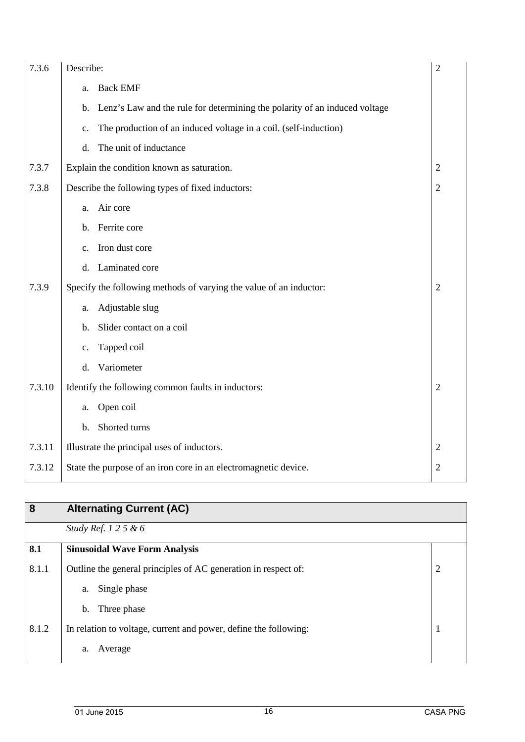| | | |
|---|---|---|
| 7.3.6 | Describe:<br>a. Back EMF<br>b. Lenz's Law and the rule for determining the polarity of an induced voltage<br>c. The production of an induced voltage in a coil. (self-induction)<br>d. The unit of inductance | 2 |
| 7.3.7 | Explain the condition known as saturation. | 2 |
| 7.3.8 | Describe the following types of fixed inductors:<br>a. Air core<br>b. Ferrite core<br>c. Iron dust core<br>d. Laminated core | 2 |
| 7.3.9 | Specify the following methods of varying the value of an inductor:<br>a. Adjustable slug<br>b. Slider contact on a coil<br>c. Tapped coil<br>d. Variometer | 2 |
| 7.3.10 | Identify the following common faults in inductors:<br>a. Open coil<br>b. Shorted turns | 2 |
| 7.3.11 | Illustrate the principal uses of inductors. | 2 |
| 7.3.12 | State the purpose of an iron core in an electromagnetic device. | 2 |

| **8** | **Alternating Current (AC)** | |
|---|---|---|
| | *Study Ref. 1 2 5 & 6* | |
| **8.1** | **Sinusoidal Wave Form Analysis** | |
| 8.1.1 | Outline the general principles of AC generation in respect of:<br>a. Single phase<br>b. Three phase | 2 |
| 8.1.2 | In relation to voltage, current and power, define the following:<br>a. Average | 1 |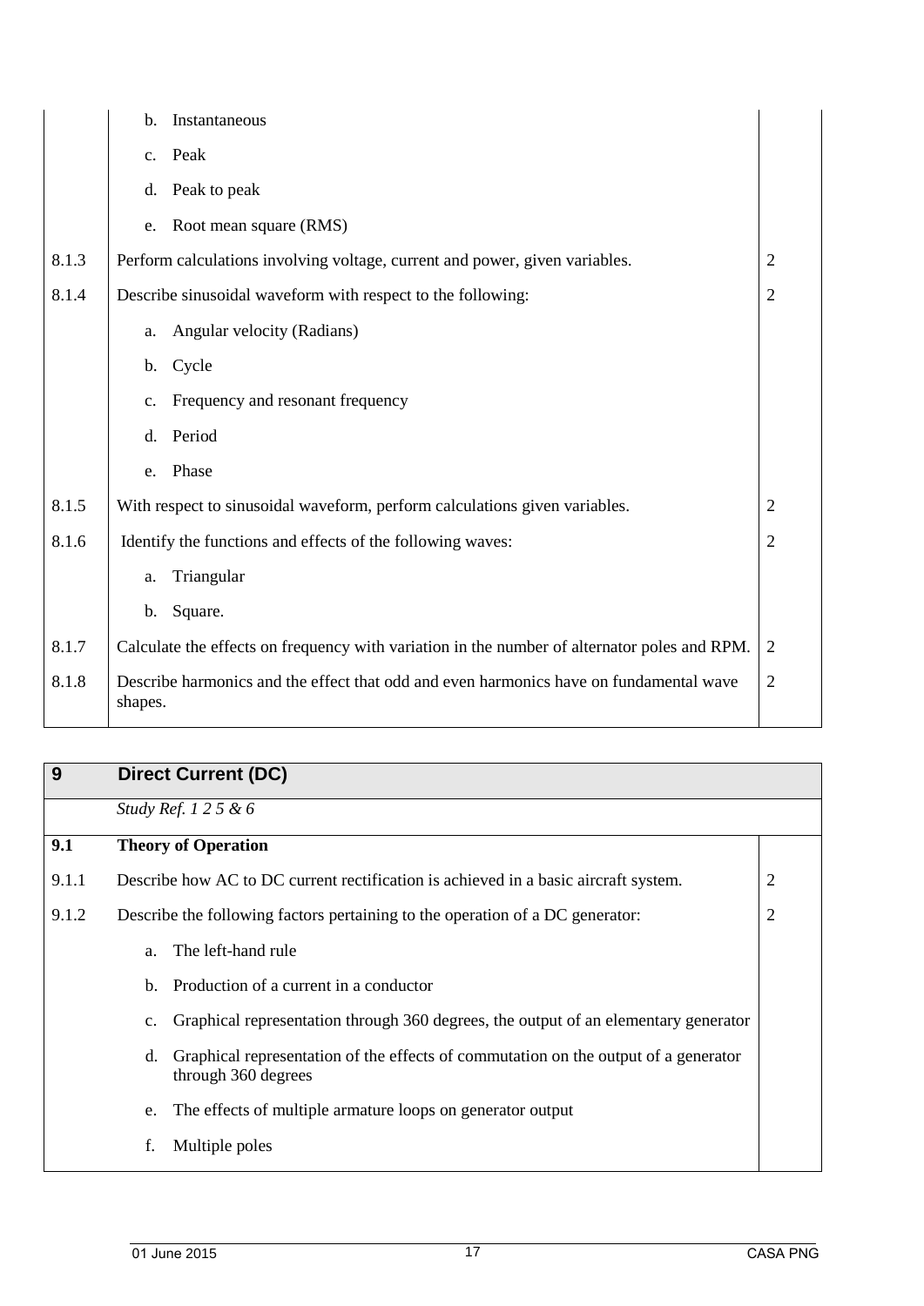| | | |
|---|---|---|
| | b. Instantaneous | |
| | c. Peak | |
| | d. Peak to peak | |
| | e. Root mean square (RMS) | |
| 8.1.3 | Perform calculations involving voltage, current and power, given variables. | 2 |
| 8.1.4 | Describe sinusoidal waveform with respect to the following: | 2 |
| | a. Angular velocity (Radians) | |
| | b. Cycle | |
| | c. Frequency and resonant frequency | |
| | d. Period | |
| | e. Phase | |
| 8.1.5 | With respect to sinusoidal waveform, perform calculations given variables. | 2 |
| 8.1.6 | Identify the functions and effects of the following waves: | 2 |
| | a. Triangular | |
| | b. Square. | |
| 8.1.7 | Calculate the effects on frequency with variation in the number of alternator poles and RPM. | 2 |
| 8.1.8 | Describe harmonics and the effect that odd and even harmonics have on fundamental wave shapes. | 2 |

| **9** | **Direct Current (DC)** | |
|---|---|---|
| | *Study Ref. 1 2 5 & 6* | |
| **9.1** | **Theory of Operation** | |
| 9.1.1 | Describe how AC to DC current rectification is achieved in a basic aircraft system. | 2 |
| 9.1.2 | Describe the following factors pertaining to the operation of a DC generator: | 2 |
| | a. The left-hand rule | |
| | b. Production of a current in a conductor | |
| | c. Graphical representation through 360 degrees, the output of an elementary generator | |
| | d. Graphical representation of the effects of commutation on the output of a generator through 360 degrees | |
| | e. The effects of multiple armature loops on generator output | |
| | f. Multiple poles | |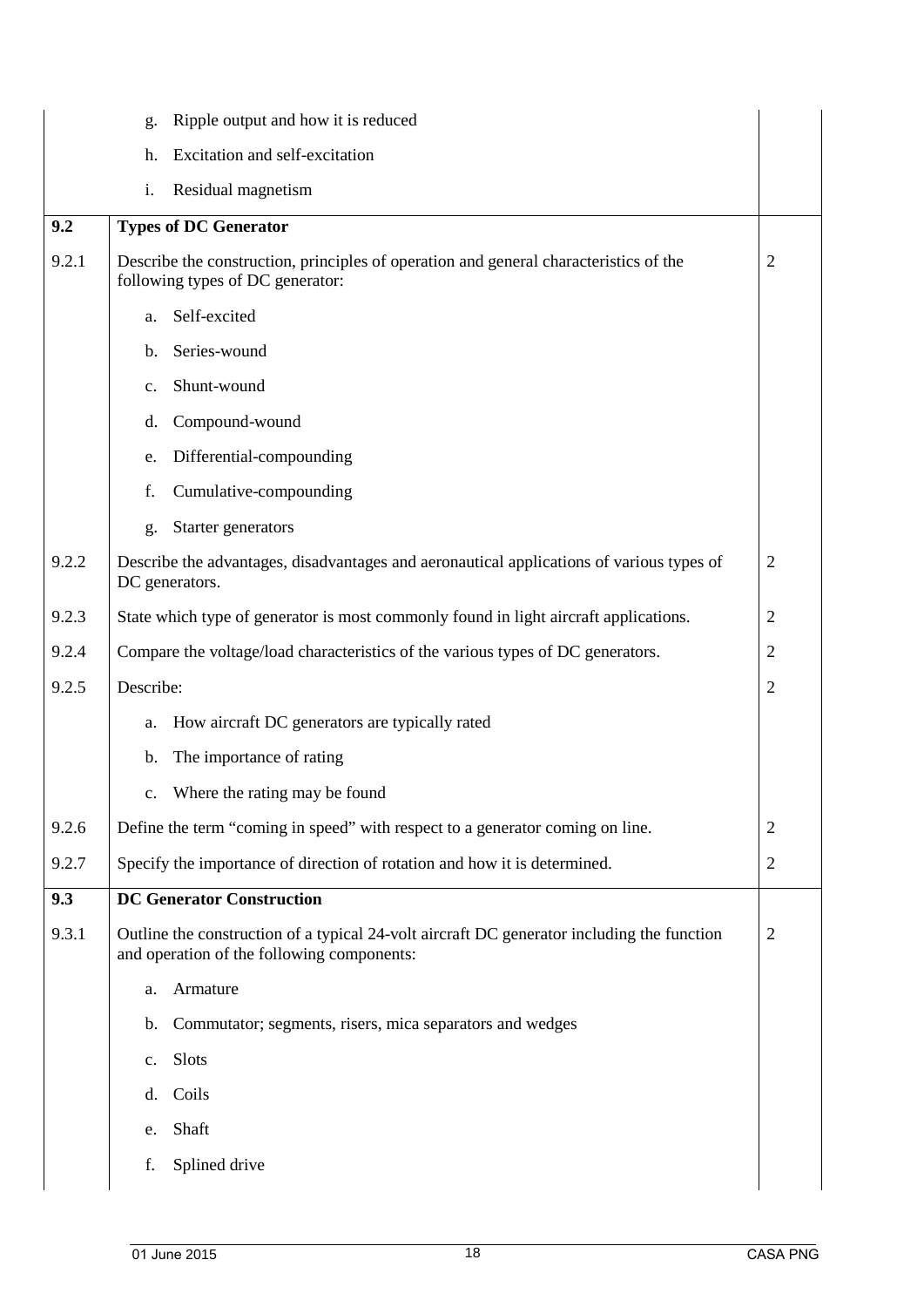| | | |
|---|---|---|
| | g. Ripple output and how it is reduced | |
| | h. Excitation and self-excitation | |
| | i. Residual magnetism | |
| **9.2** | **Types of DC Generator** | |
| 9.2.1 | Describe the construction, principles of operation and general characteristics of the following types of DC generator: | 2 |
| | a. Self-excited | |
| | b. Series-wound | |
| | c. Shunt-wound | |
| | d. Compound-wound | |
| | e. Differential-compounding | |
| | f. Cumulative-compounding | |
| | g. Starter generators | |
| 9.2.2 | Describe the advantages, disadvantages and aeronautical applications of various types of DC generators. | 2 |
| 9.2.3 | State which type of generator is most commonly found in light aircraft applications. | 2 |
| 9.2.4 | Compare the voltage/load characteristics of the various types of DC generators. | 2 |
| 9.2.5 | Describe: | 2 |
| | a. How aircraft DC generators are typically rated | |
| | b. The importance of rating | |
| | c. Where the rating may be found | |
| 9.2.6 | Define the term "coming in speed" with respect to a generator coming on line. | 2 |
| 9.2.7 | Specify the importance of direction of rotation and how it is determined. | 2 |
| **9.3** | **DC Generator Construction** | |
| 9.3.1 | Outline the construction of a typical 24-volt aircraft DC generator including the function and operation of the following components: | 2 |
| | a. Armature | |
| | b. Commutator; segments, risers, mica separators and wedges | |
| | c. Slots | |
| | d. Coils | |
| | e. Shaft | |
| | f. Splined drive | |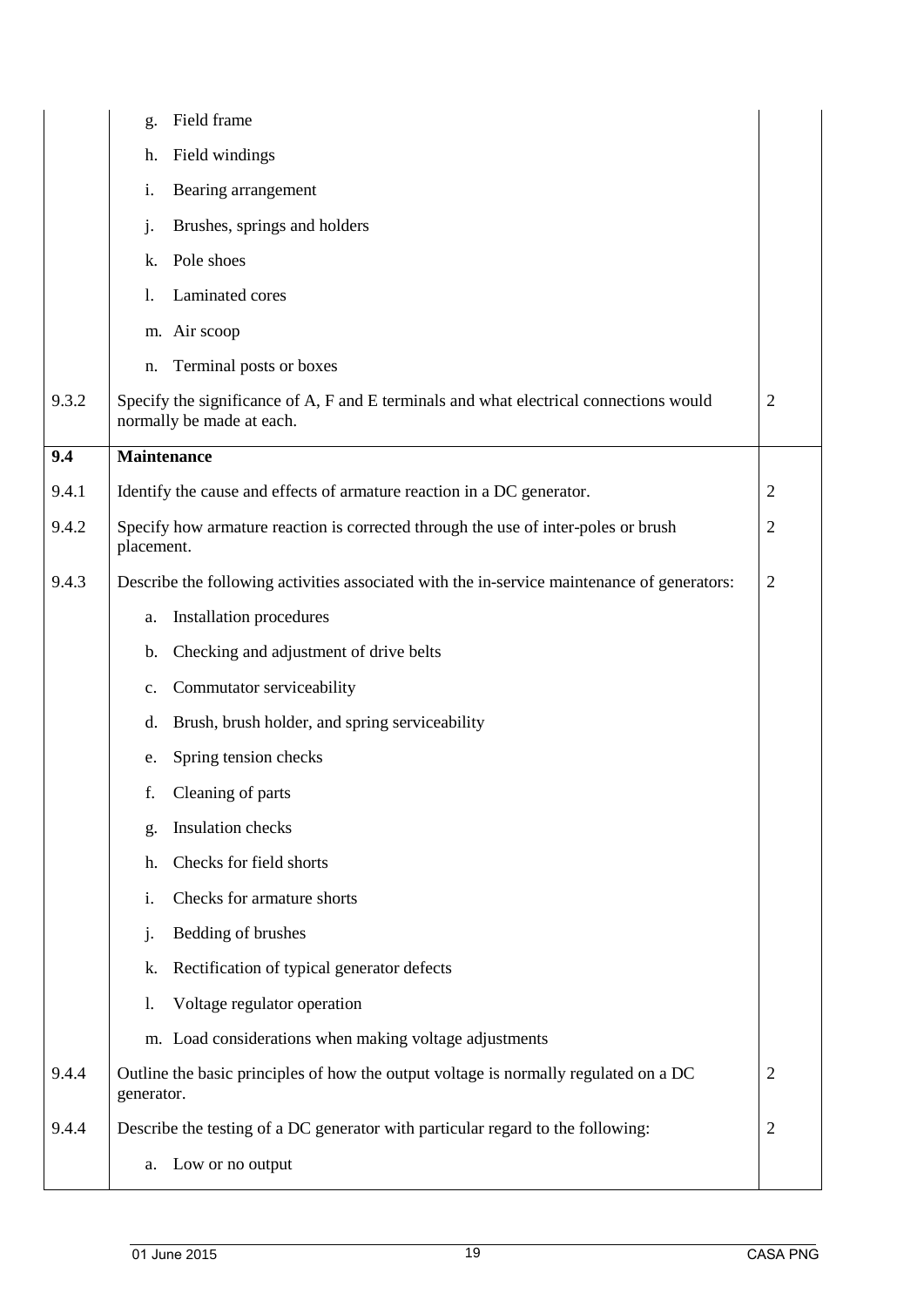| | | |
|---|---|---|
| | g. Field frame | |
| | h. Field windings | |
| | i. Bearing arrangement | |
| | j. Brushes, springs and holders | |
| | k. Pole shoes | |
| | l. Laminated cores | |
| | m. Air scoop | |
| | n. Terminal posts or boxes | |
| 9.3.2 | Specify the significance of A, F and E terminals and what electrical connections would normally be made at each. | 2 |
| **9.4** | **Maintenance** | |
| 9.4.1 | Identify the cause and effects of armature reaction in a DC generator. | 2 |
| 9.4.2 | Specify how armature reaction is corrected through the use of inter-poles or brush placement. | 2 |
| 9.4.3 | Describe the following activities associated with the in-service maintenance of generators: | 2 |
| | a. Installation procedures | |
| | b. Checking and adjustment of drive belts | |
| | c. Commutator serviceability | |
| | d. Brush, brush holder, and spring serviceability | |
| | e. Spring tension checks | |
| | f. Cleaning of parts | |
| | g. Insulation checks | |
| | h. Checks for field shorts | |
| | i. Checks for armature shorts | |
| | j. Bedding of brushes | |
| | k. Rectification of typical generator defects | |
| | l. Voltage regulator operation | |
| | m. Load considerations when making voltage adjustments | |
| 9.4.4 | Outline the basic principles of how the output voltage is normally regulated on a DC generator. | 2 |
| 9.4.4 | Describe the testing of a DC generator with particular regard to the following: | 2 |
| | a. Low or no output | |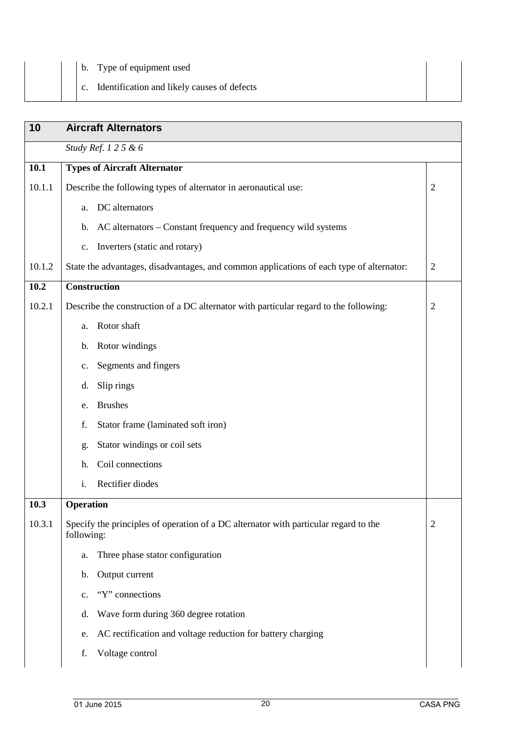| | | | |
|---|---|---|---|
| | | b. Type of equipment used | |
| | | c. Identification and likely causes of defects | |

| **10** | **Aircraft Alternators** | |
|---|---|---|
| | *Study Ref. 1 2 5 & 6* | |
| **10.1** | **Types of Aircraft Alternator** | |
| 10.1.1 | Describe the following types of alternator in aeronautical use: | 2 |
| | a. DC alternators | |
| | b. AC alternators – Constant frequency and frequency wild systems | |
| | c. Inverters (static and rotary) | |
| 10.1.2 | State the advantages, disadvantages, and common applications of each type of alternator: | 2 |
| **10.2** | **Construction** | |
| 10.2.1 | Describe the construction of a DC alternator with particular regard to the following: | 2 |
| | a. Rotor shaft | |
| | b. Rotor windings | |
| | c. Segments and fingers | |
| | d. Slip rings | |
| | e. Brushes | |
| | f. Stator frame (laminated soft iron) | |
| | g. Stator windings or coil sets | |
| | h. Coil connections | |
| | i. Rectifier diodes | |
| **10.3** | **Operation** | |
| 10.3.1 | Specify the principles of operation of a DC alternator with particular regard to the following: | 2 |
| | a. Three phase stator configuration | |
| | b. Output current | |
| | c. "Y" connections | |
| | d. Wave form during 360 degree rotation | |
| | e. AC rectification and voltage reduction for battery charging | |
| | f. Voltage control | |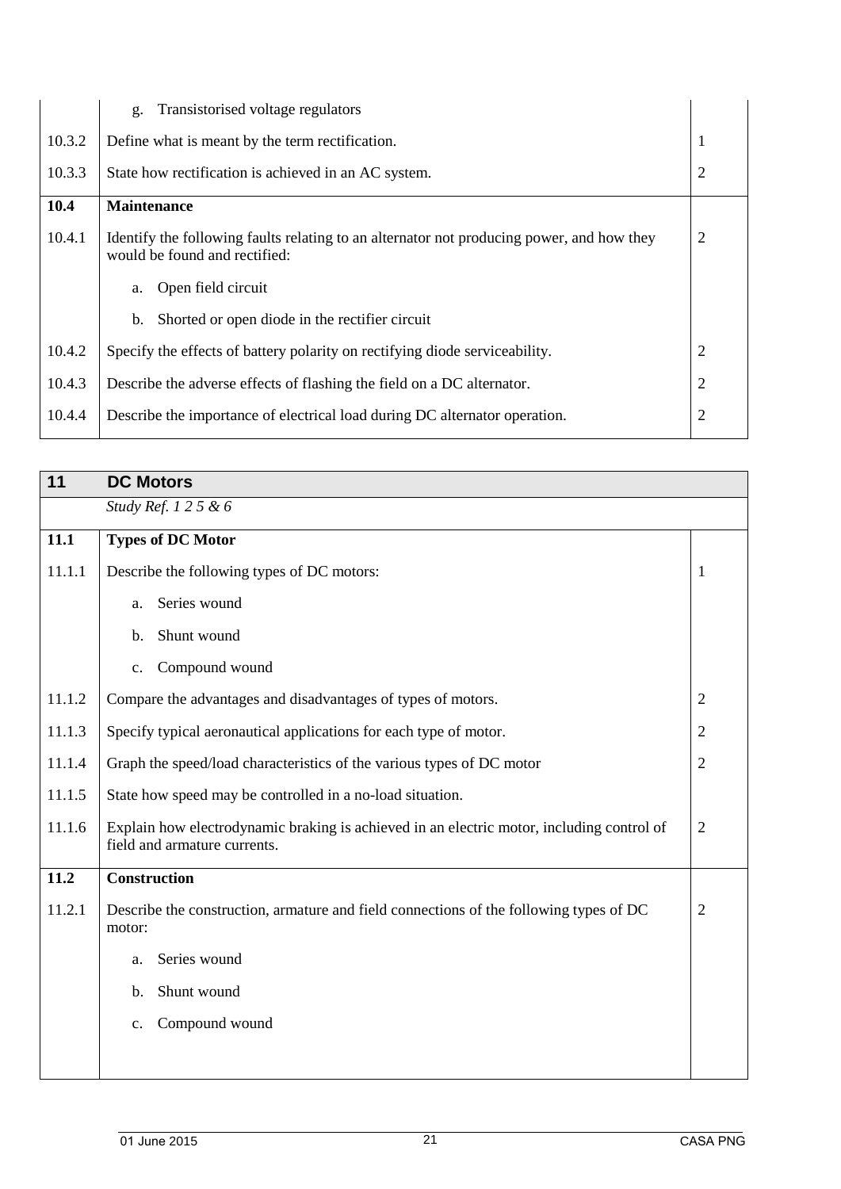| | | |
|---|---|---|
| | g. Transistorised voltage regulators | |
| 10.3.2 | Define what is meant by the term rectification. | 1 |
| 10.3.3 | State how rectification is achieved in an AC system. | 2 |
| **10.4** | **Maintenance** | |
| 10.4.1 | Identify the following faults relating to an alternator not producing power, and how they would be found and rectified: | 2 |
| | a. Open field circuit | |
| | b. Shorted or open diode in the rectifier circuit | |
| 10.4.2 | Specify the effects of battery polarity on rectifying diode serviceability. | 2 |
| 10.4.3 | Describe the adverse effects of flashing the field on a DC alternator. | 2 |
| 10.4.4 | Describe the importance of electrical load during DC alternator operation. | 2 |

| **11** | **DC Motors** | |
|---|---|---|
| | *Study Ref. 1 2 5 & 6* | |
| **11.1** | **Types of DC Motor** | |
| 11.1.1 | Describe the following types of DC motors: | 1 |
| | a. Series wound | |
| | b. Shunt wound | |
| | c. Compound wound | |
| 11.1.2 | Compare the advantages and disadvantages of types of motors. | 2 |
| 11.1.3 | Specify typical aeronautical applications for each type of motor. | 2 |
| 11.1.4 | Graph the speed/load characteristics of the various types of DC motor | 2 |
| 11.1.5 | State how speed may be controlled in a no-load situation. | |
| 11.1.6 | Explain how electrodynamic braking is achieved in an electric motor, including control of field and armature currents. | 2 |
| **11.2** | **Construction** | |
| 11.2.1 | Describe the construction, armature and field connections of the following types of DC motor: | 2 |
| | a. Series wound | |
| | b. Shunt wound | |
| | c. Compound wound | |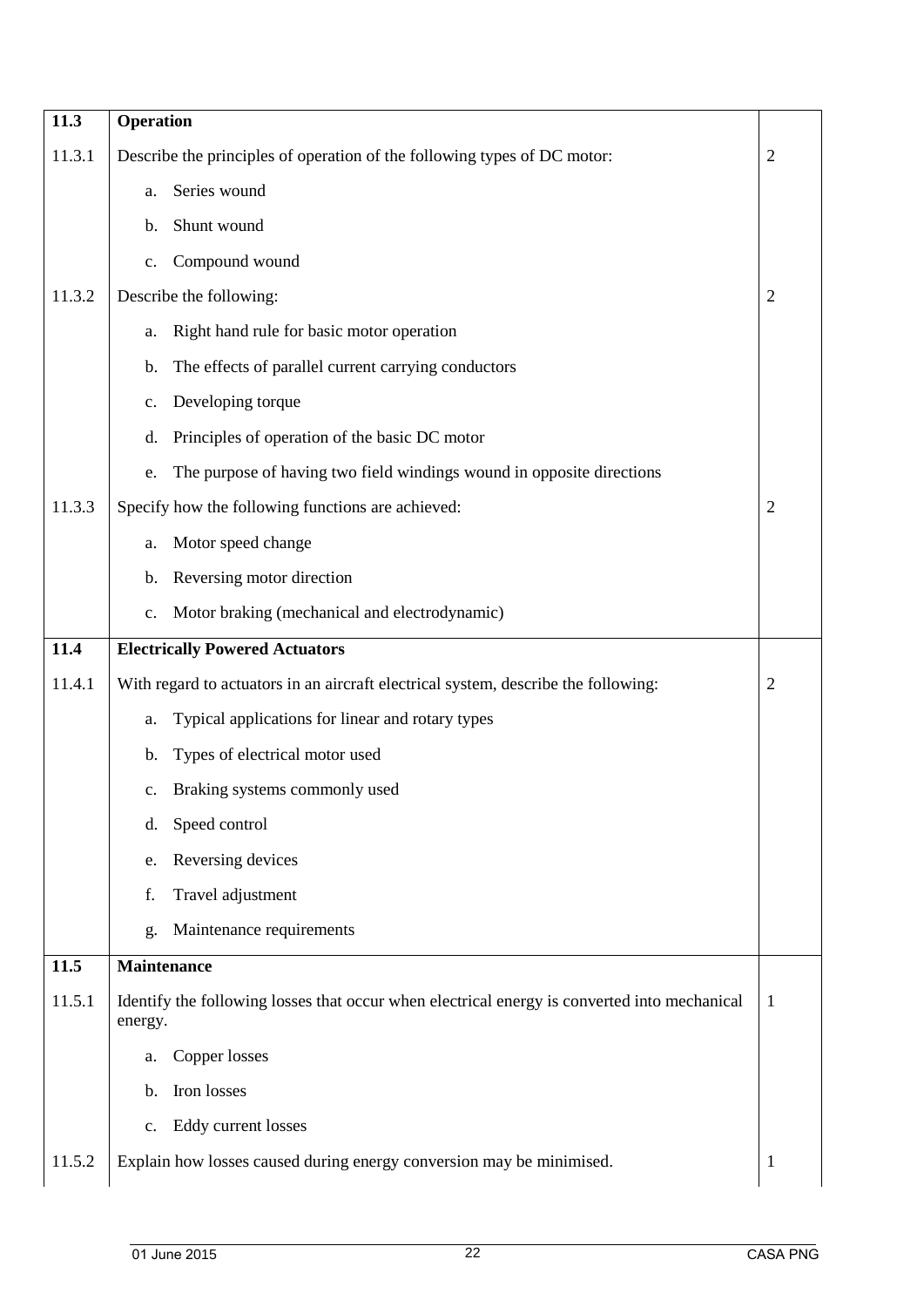| | | |
|---|---|---|
| **11.3** | **Operation** | |
| 11.3.1 | Describe the principles of operation of the following types of DC motor:<br>a. Series wound<br>b. Shunt wound<br>c. Compound wound | 2 |
| 11.3.2 | Describe the following:<br>a. Right hand rule for basic motor operation<br>b. The effects of parallel current carrying conductors<br>c. Developing torque<br>d. Principles of operation of the basic DC motor<br>e. The purpose of having two field windings wound in opposite directions | 2 |
| 11.3.3 | Specify how the following functions are achieved:<br>a. Motor speed change<br>b. Reversing motor direction<br>c. Motor braking (mechanical and electrodynamic) | 2 |
| **11.4** | **Electrically Powered Actuators** | |
| 11.4.1 | With regard to actuators in an aircraft electrical system, describe the following:<br>a. Typical applications for linear and rotary types<br>b. Types of electrical motor used<br>c. Braking systems commonly used<br>d. Speed control<br>e. Reversing devices<br>f. Travel adjustment<br>g. Maintenance requirements | 2 |
| **11.5** | **Maintenance** | |
| 11.5.1 | Identify the following losses that occur when electrical energy is converted into mechanical energy.<br>a. Copper losses<br>b. Iron losses<br>c. Eddy current losses | 1 |
| 11.5.2 | Explain how losses caused during energy conversion may be minimised. | 1 |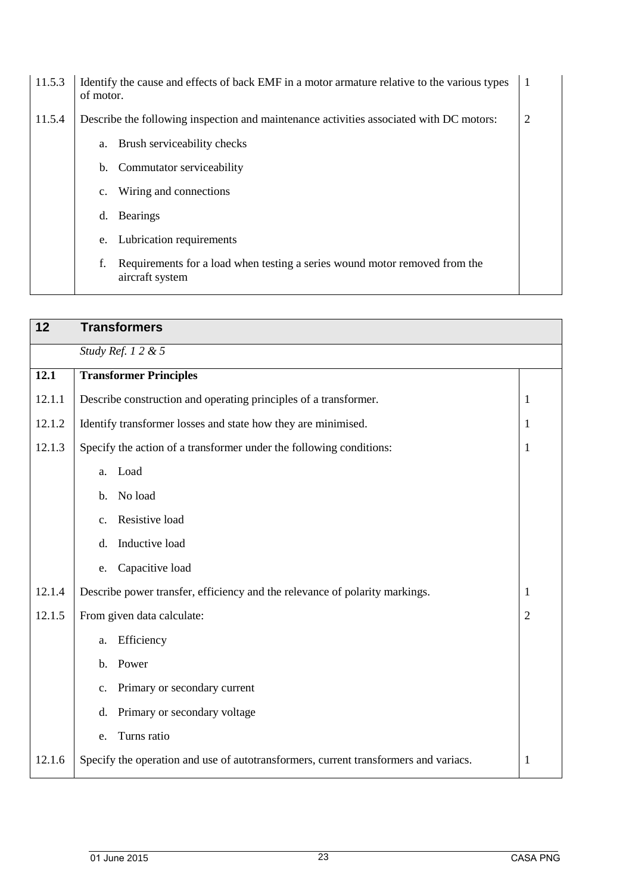| | | |
|---|---|---|
| 11.5.3 | Identify the cause and effects of back EMF in a motor armature relative to the various types of motor. | 1 |
| 11.5.4 | Describe the following inspection and maintenance activities associated with DC motors:<br>a. Brush serviceability checks<br>b. Commutator serviceability<br>c. Wiring and connections<br>d. Bearings<br>e. Lubrication requirements<br>f. Requirements for a load when testing a series wound motor removed from the aircraft system | 2 |

| | | |
|---|---|---|
| **12** | **Transformers** | |
| | *Study Ref. 1 2 & 5* | |
| **12.1** | **Transformer Principles** | |
| 12.1.1 | Describe construction and operating principles of a transformer. | 1 |
| 12.1.2 | Identify transformer losses and state how they are minimised. | 1 |
| 12.1.3 | Specify the action of a transformer under the following conditions:<br>a. Load<br>b. No load<br>c. Resistive load<br>d. Inductive load<br>e. Capacitive load | 1 |
| 12.1.4 | Describe power transfer, efficiency and the relevance of polarity markings. | 1 |
| 12.1.5 | From given data calculate:<br>a. Efficiency<br>b. Power<br>c. Primary or secondary current<br>d. Primary or secondary voltage<br>e. Turns ratio | 2 |
| 12.1.6 | Specify the operation and use of autotransformers, current transformers and variacs. | 1 |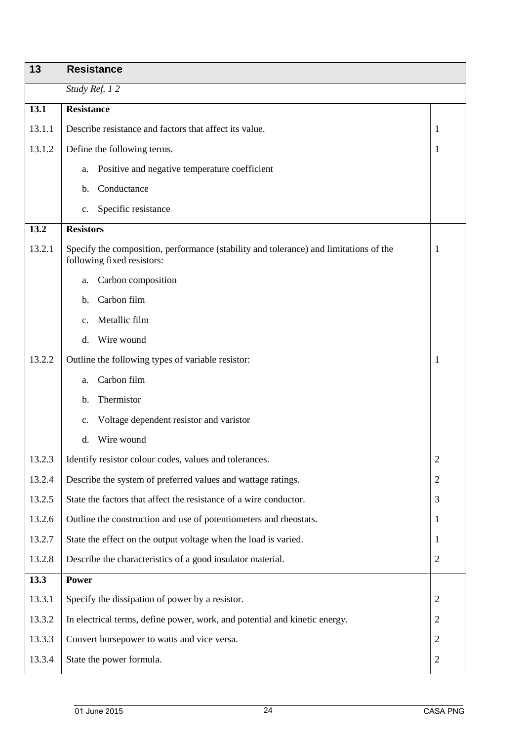| 13 | Resistance | |
| --- | --- | --- |
| | *Study Ref. 1 2* | |
| **13.1** | **Resistance** | |
| 13.1.1 | Describe resistance and factors that affect its value. | 1 |
| 13.1.2 | Define the following terms. | 1 |
| | a. Positive and negative temperature coefficient | |
| | b. Conductance | |
| | c. Specific resistance | |
| **13.2** | **Resistors** | |
| 13.2.1 | Specify the composition, performance (stability and tolerance) and limitations of the following fixed resistors: | 1 |
| | a. Carbon composition | |
| | b. Carbon film | |
| | c. Metallic film | |
| | d. Wire wound | |
| 13.2.2 | Outline the following types of variable resistor: | 1 |
| | a. Carbon film | |
| | b. Thermistor | |
| | c. Voltage dependent resistor and varistor | |
| | d. Wire wound | |
| 13.2.3 | Identify resistor colour codes, values and tolerances. | 2 |
| 13.2.4 | Describe the system of preferred values and wattage ratings. | 2 |
| 13.2.5 | State the factors that affect the resistance of a wire conductor. | 3 |
| 13.2.6 | Outline the construction and use of potentiometers and rheostats. | 1 |
| 13.2.7 | State the effect on the output voltage when the load is varied. | 1 |
| 13.2.8 | Describe the characteristics of a good insulator material. | 2 |
| **13.3** | **Power** | |
| 13.3.1 | Specify the dissipation of power by a resistor. | 2 |
| 13.3.2 | In electrical terms, define power, work, and potential and kinetic energy. | 2 |
| 13.3.3 | Convert horsepower to watts and vice versa. | 2 |
| 13.3.4 | State the power formula. | 2 |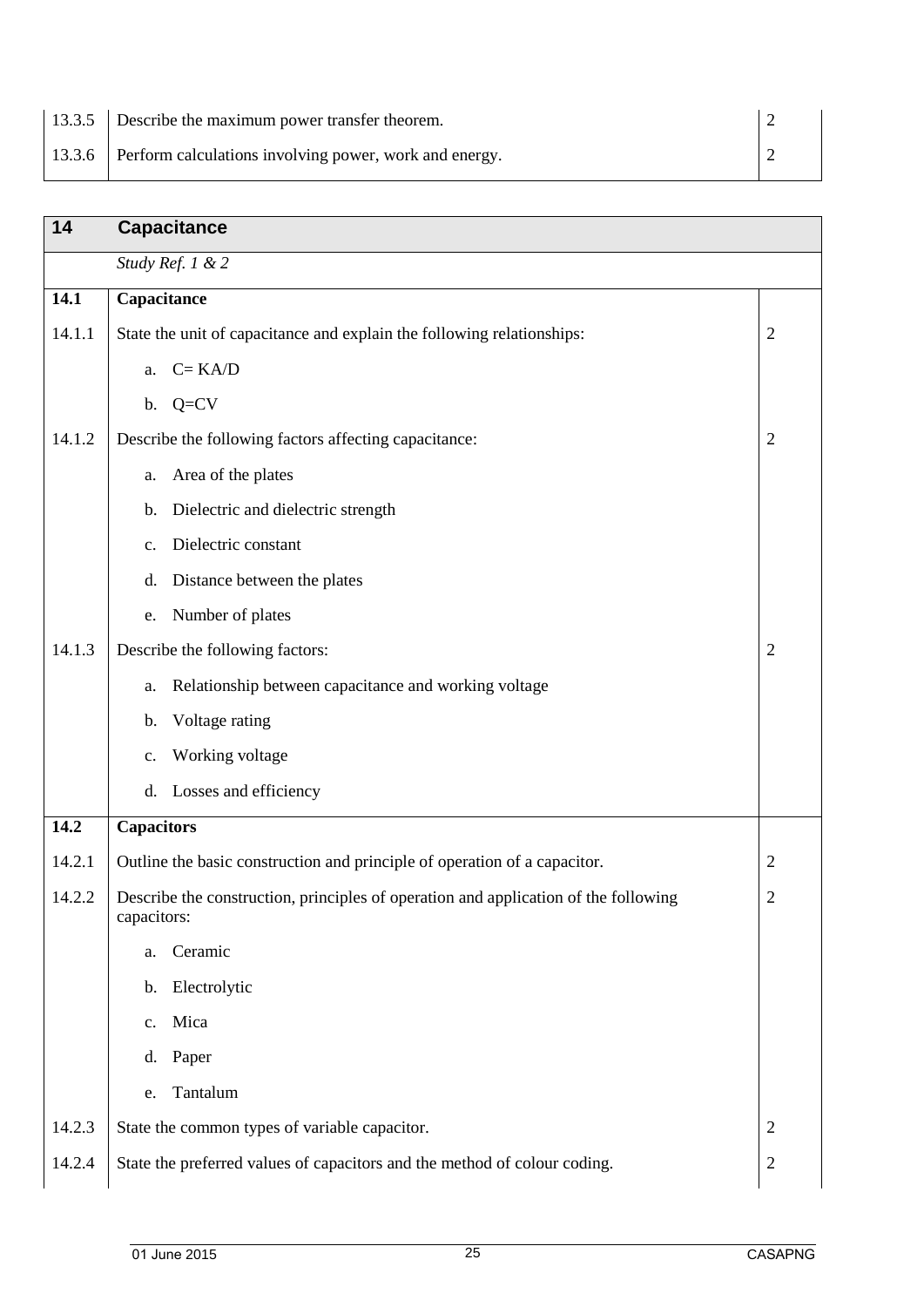| | | |
|---|---|---|
| 13.3.5 | Describe the maximum power transfer theorem. | 2 |
| 13.3.6 | Perform calculations involving power, work and energy. | 2 |

| **14** | **Capacitance** | |
|---|---|---|
| | *Study Ref. 1 & 2* | |
| **14.1** | **Capacitance** | |
| 14.1.1 | State the unit of capacitance and explain the following relationships: | 2 |
| | a. C= KA/D | |
| | b. Q=CV | |
| 14.1.2 | Describe the following factors affecting capacitance: | 2 |
| | a. Area of the plates | |
| | b. Dielectric and dielectric strength | |
| | c. Dielectric constant | |
| | d. Distance between the plates | |
| | e. Number of plates | |
| 14.1.3 | Describe the following factors: | 2 |
| | a. Relationship between capacitance and working voltage | |
| | b. Voltage rating | |
| | c. Working voltage | |
| | d. Losses and efficiency | |
| **14.2** | **Capacitors** | |
| 14.2.1 | Outline the basic construction and principle of operation of a capacitor. | 2 |
| 14.2.2 | Describe the construction, principles of operation and application of the following capacitors: | 2 |
| | a. Ceramic | |
| | b. Electrolytic | |
| | c. Mica | |
| | d. Paper | |
| | e. Tantalum | |
| 14.2.3 | State the common types of variable capacitor. | 2 |
| 14.2.4 | State the preferred values of capacitors and the method of colour coding. | 2 |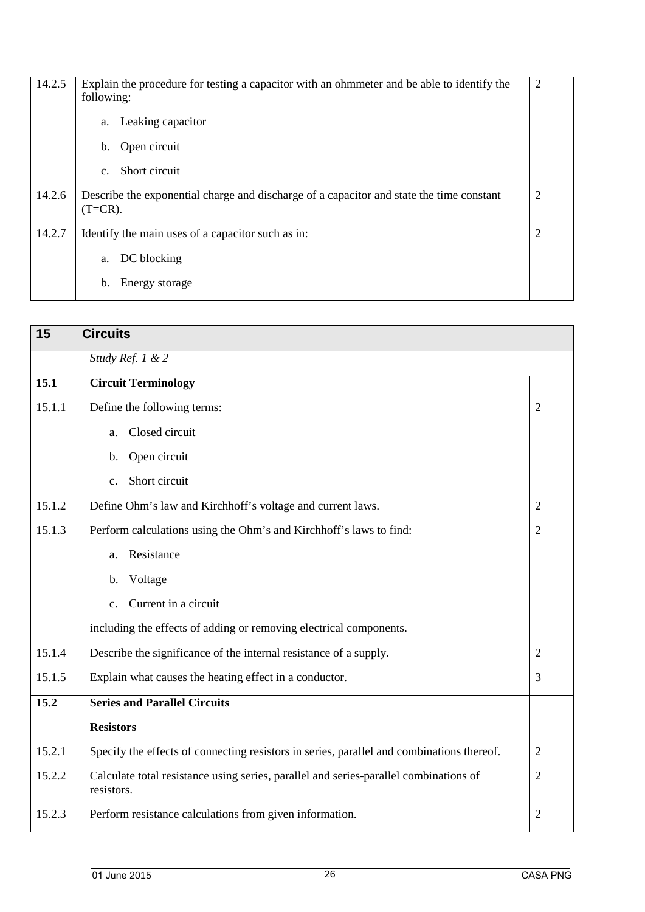| | | |
|---|---|---|
| 14.2.5 | Explain the procedure for testing a capacitor with an ohmmeter and be able to identify the following: | 2 |
| | a. Leaking capacitor | |
| | b. Open circuit | |
| | c. Short circuit | |
| 14.2.6 | Describe the exponential charge and discharge of a capacitor and state the time constant (T=CR). | 2 |
| 14.2.7 | Identify the main uses of a capacitor such as in: | 2 |
| | a. DC blocking | |
| | b. Energy storage | |

| **15** | **Circuits** | |
|---|---|---|
| | *Study Ref. 1 & 2* | |
| **15.1** | **Circuit Terminology** | |
| 15.1.1 | Define the following terms: | 2 |
| | a. Closed circuit | |
| | b. Open circuit | |
| | c. Short circuit | |
| 15.1.2 | Define Ohm's law and Kirchhoff's voltage and current laws. | 2 |
| 15.1.3 | Perform calculations using the Ohm's and Kirchhoff's laws to find: | 2 |
| | a. Resistance | |
| | b. Voltage | |
| | c. Current in a circuit | |
| | including the effects of adding or removing electrical components. | |
| 15.1.4 | Describe the significance of the internal resistance of a supply. | 2 |
| 15.1.5 | Explain what causes the heating effect in a conductor. | 3 |
| **15.2** | **Series and Parallel Circuits** | |
| | **Resistors** | |
| 15.2.1 | Specify the effects of connecting resistors in series, parallel and combinations thereof. | 2 |
| 15.2.2 | Calculate total resistance using series, parallel and series-parallel combinations of resistors. | 2 |
| 15.2.3 | Perform resistance calculations from given information. | 2 |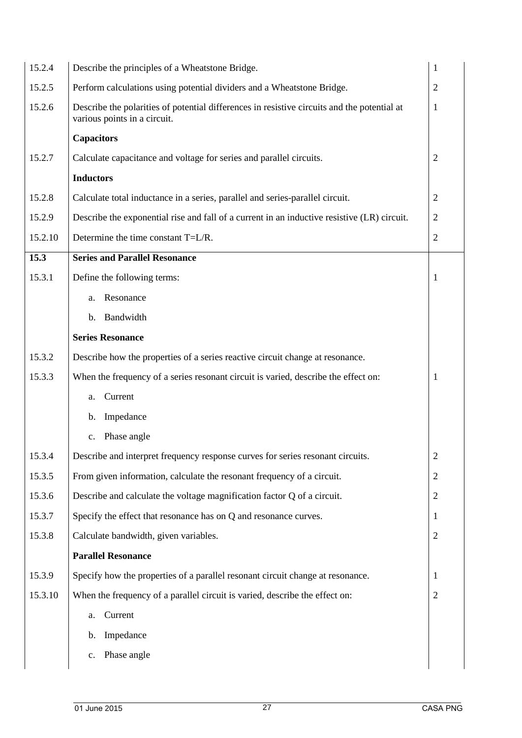| | | |
|---|---|---|
| 15.2.4 | Describe the principles of a Wheatstone Bridge. | 1 |
| 15.2.5 | Perform calculations using potential dividers and a Wheatstone Bridge. | 2 |
| 15.2.6 | Describe the polarities of potential differences in resistive circuits and the potential at various points in a circuit. | 1 |
| | **Capacitors** | |
| 15.2.7 | Calculate capacitance and voltage for series and parallel circuits. | 2 |
| | **Inductors** | |
| 15.2.8 | Calculate total inductance in a series, parallel and series-parallel circuit. | 2 |
| 15.2.9 | Describe the exponential rise and fall of a current in an inductive resistive (LR) circuit. | 2 |
| 15.2.10 | Determine the time constant $T=L/R$. | 2 |
| **15.3** | **Series and Parallel Resonance** | |
| 15.3.1 | Define the following terms:<br>a. Resonance<br>b. Bandwidth | 1 |
| | **Series Resonance** | |
| 15.3.2 | Describe how the properties of a series reactive circuit change at resonance. | |
| 15.3.3 | When the frequency of a series resonant circuit is varied, describe the effect on:<br>a. Current<br>b. Impedance<br>c. Phase angle | 1 |
| 15.3.4 | Describe and interpret frequency response curves for series resonant circuits. | 2 |
| 15.3.5 | From given information, calculate the resonant frequency of a circuit. | 2 |
| 15.3.6 | Describe and calculate the voltage magnification factor Q of a circuit. | 2 |
| 15.3.7 | Specify the effect that resonance has on Q and resonance curves. | 1 |
| 15.3.8 | Calculate bandwidth, given variables. | 2 |
| | **Parallel Resonance** | |
| 15.3.9 | Specify how the properties of a parallel resonant circuit change at resonance. | 1 |
| 15.3.10 | When the frequency of a parallel circuit is varied, describe the effect on:<br>a. Current<br>b. Impedance<br>c. Phase angle | 2 |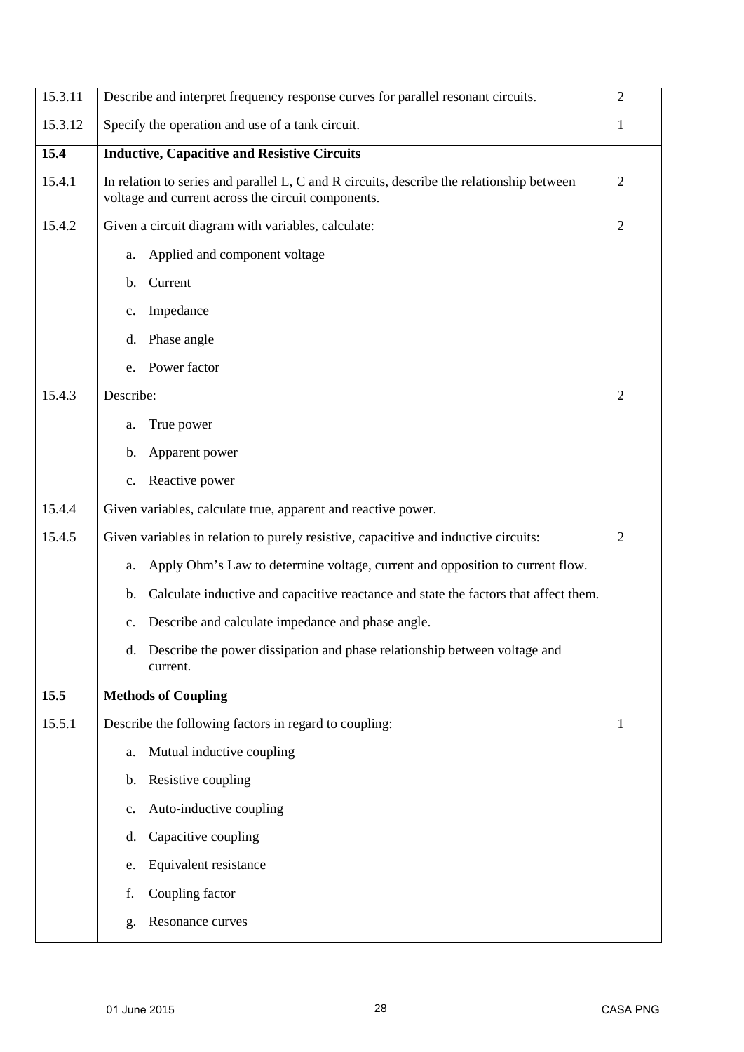| | | |
|---|---|---|
| 15.3.11 | Describe and interpret frequency response curves for parallel resonant circuits. | 2 |
| 15.3.12 | Specify the operation and use of a tank circuit. | 1 |
| **15.4** | **Inductive, Capacitive and Resistive Circuits** | |
| 15.4.1 | In relation to series and parallel L, C and R circuits, describe the relationship between voltage and current across the circuit components. | 2 |
| 15.4.2 | Given a circuit diagram with variables, calculate: | 2 |
| | a. Applied and component voltage | |
| | b. Current | |
| | c. Impedance | |
| | d. Phase angle | |
| | e. Power factor | |
| 15.4.3 | Describe: | 2 |
| | a. True power | |
| | b. Apparent power | |
| | c. Reactive power | |
| 15.4.4 | Given variables, calculate true, apparent and reactive power. | |
| 15.4.5 | Given variables in relation to purely resistive, capacitive and inductive circuits: | 2 |
| | a. Apply Ohm's Law to determine voltage, current and opposition to current flow. | |
| | b. Calculate inductive and capacitive reactance and state the factors that affect them. | |
| | c. Describe and calculate impedance and phase angle. | |
| | d. Describe the power dissipation and phase relationship between voltage and current. | |
| **15.5** | **Methods of Coupling** | |
| 15.5.1 | Describe the following factors in regard to coupling: | 1 |
| | a. Mutual inductive coupling | |
| | b. Resistive coupling | |
| | c. Auto-inductive coupling | |
| | d. Capacitive coupling | |
| | e. Equivalent resistance | |
| | f. Coupling factor | |
| | g. Resonance curves | |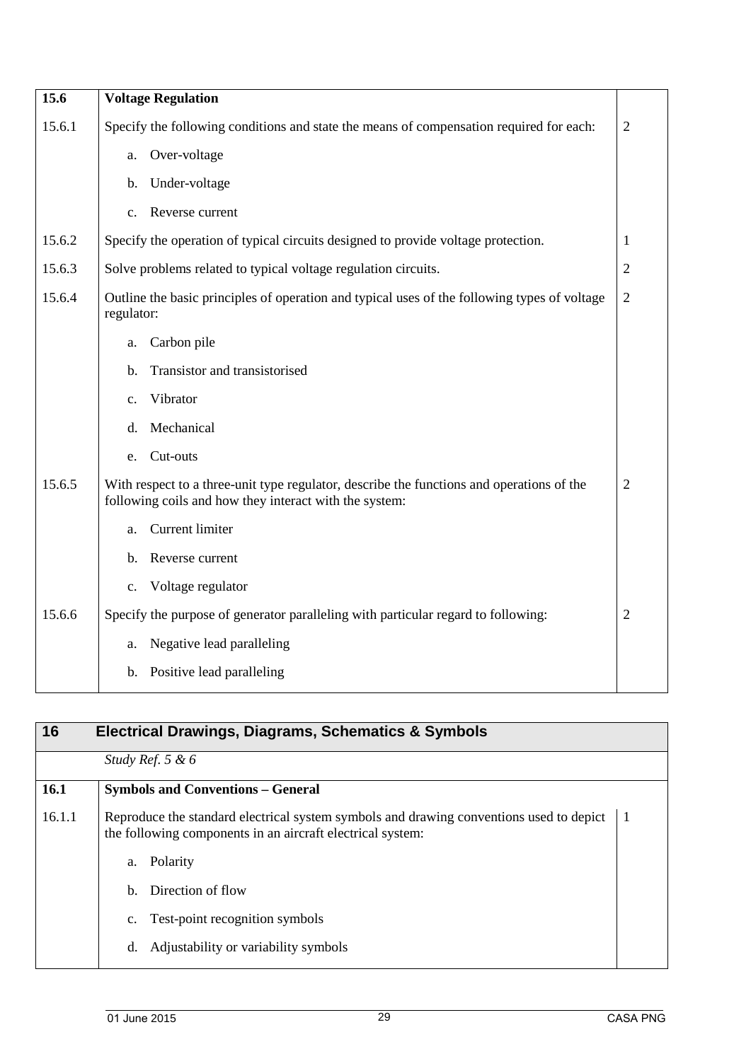| | | |
|---|---|---|
| **15.6** | **Voltage Regulation** | |
| 15.6.1 | Specify the following conditions and state the means of compensation required for each:<br>a. Over-voltage<br>b. Under-voltage<br>c. Reverse current | 2 |
| 15.6.2 | Specify the operation of typical circuits designed to provide voltage protection. | 1 |
| 15.6.3 | Solve problems related to typical voltage regulation circuits. | 2 |
| 15.6.4 | Outline the basic principles of operation and typical uses of the following types of voltage regulator:<br>a. Carbon pile<br>b. Transistor and transistorised<br>c. Vibrator<br>d. Mechanical<br>e. Cut-outs | 2 |
| 15.6.5 | With respect to a three-unit type regulator, describe the functions and operations of the following coils and how they interact with the system:<br>a. Current limiter<br>b. Reverse current<br>c. Voltage regulator | 2 |
| 15.6.6 | Specify the purpose of generator paralleling with particular regard to following:<br>a. Negative lead paralleling<br>b. Positive lead paralleling | 2 |

| **16** | **Electrical Drawings, Diagrams, Schematics & Symbols** | |
|---|---|---|
| | *Study Ref. 5 & 6* | |
| **16.1** | **Symbols and Conventions – General** | |
| 16.1.1 | Reproduce the standard electrical system symbols and drawing conventions used to depict the following components in an aircraft electrical system:<br>a. Polarity<br>b. Direction of flow<br>c. Test-point recognition symbols<br>d. Adjustability or variability symbols | 1 |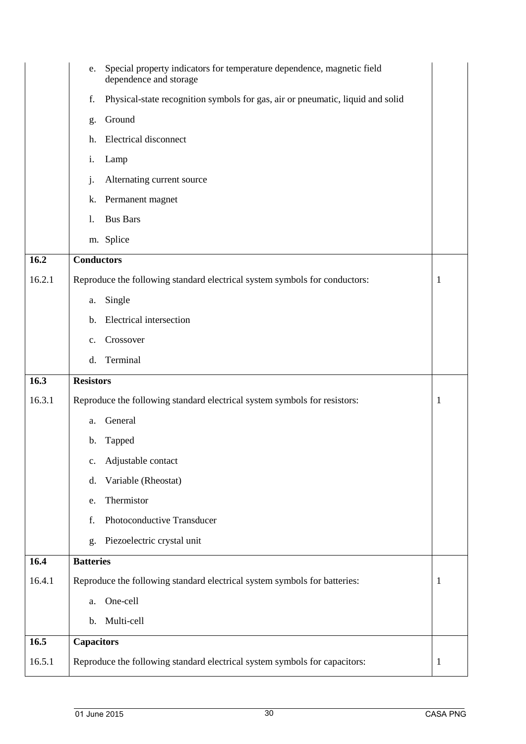| | | |
|---|---|---|
| | e. Special property indicators for temperature dependence, magnetic field dependence and storage | |
| | f. Physical-state recognition symbols for gas, air or pneumatic, liquid and solid | |
| | g. Ground | |
| | h. Electrical disconnect | |
| | i. Lamp | |
| | j. Alternating current source | |
| | k. Permanent magnet | |
| | l. Bus Bars | |
| | m. Splice | |
| **16.2** | **Conductors** | |
| 16.2.1 | Reproduce the following standard electrical system symbols for conductors: | 1 |
| | a. Single | |
| | b. Electrical intersection | |
| | c. Crossover | |
| | d. Terminal | |
| **16.3** | **Resistors** | |
| 16.3.1 | Reproduce the following standard electrical system symbols for resistors: | 1 |
| | a. General | |
| | b. Tapped | |
| | c. Adjustable contact | |
| | d. Variable (Rheostat) | |
| | e. Thermistor | |
| | f. Photoconductive Transducer | |
| | g. Piezoelectric crystal unit | |
| **16.4** | **Batteries** | |
| 16.4.1 | Reproduce the following standard electrical system symbols for batteries: | 1 |
| | a. One-cell | |
| | b. Multi-cell | |
| **16.5** | **Capacitors** | |
| 16.5.1 | Reproduce the following standard electrical system symbols for capacitors: | 1 |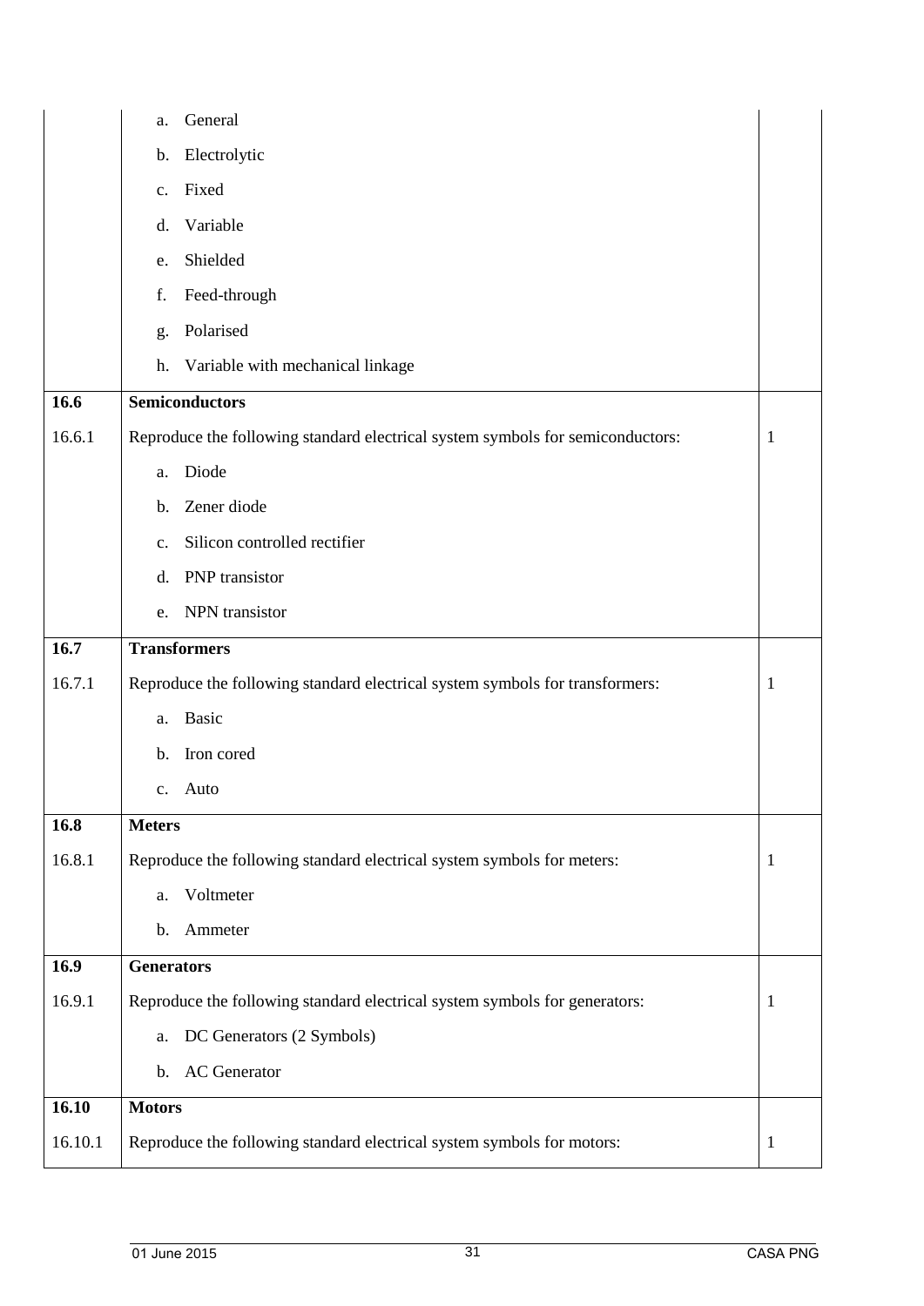| | | |
|---|---|---|
| | a. General<br>b. Electrolytic<br>c. Fixed<br>d. Variable<br>e. Shielded<br>f. Feed-through<br>g. Polarised<br>h. Variable with mechanical linkage | |
| **16.6** | **Semiconductors** | |
| 16.6.1 | Reproduce the following standard electrical system symbols for semiconductors:<br>a. Diode<br>b. Zener diode<br>c. Silicon controlled rectifier<br>d. PNP transistor<br>e. NPN transistor | 1 |
| **16.7** | **Transformers** | |
| 16.7.1 | Reproduce the following standard electrical system symbols for transformers:<br>a. Basic<br>b. Iron cored<br>c. Auto | 1 |
| **16.8** | **Meters** | |
| 16.8.1 | Reproduce the following standard electrical system symbols for meters:<br>a. Voltmeter<br>b. Ammeter | 1 |
| **16.9** | **Generators** | |
| 16.9.1 | Reproduce the following standard electrical system symbols for generators:<br>a. DC Generators (2 Symbols)<br>b. AC Generator | 1 |
| **16.10** | **Motors** | |
| 16.10.1 | Reproduce the following standard electrical system symbols for motors: | 1 |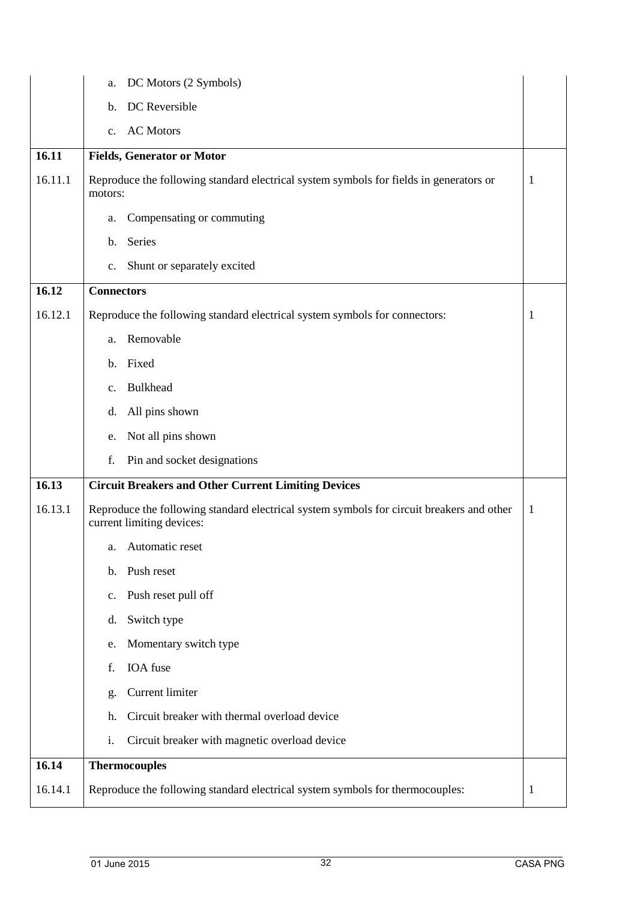| | | |
|---|---|---|
| | a. DC Motors (2 Symbols) | |
| | b. DC Reversible | |
| | c. AC Motors | |
| **16.11** | **Fields, Generator or Motor** | |
| 16.11.1 | Reproduce the following standard electrical system symbols for fields in generators or motors: | 1 |
| | a. Compensating or commuting | |
| | b. Series | |
| | c. Shunt or separately excited | |
| **16.12** | **Connectors** | |
| 16.12.1 | Reproduce the following standard electrical system symbols for connectors: | 1 |
| | a. Removable | |
| | b. Fixed | |
| | c. Bulkhead | |
| | d. All pins shown | |
| | e. Not all pins shown | |
| | f. Pin and socket designations | |
| **16.13** | **Circuit Breakers and Other Current Limiting Devices** | |
| 16.13.1 | Reproduce the following standard electrical system symbols for circuit breakers and other current limiting devices: | 1 |
| | a. Automatic reset | |
| | b. Push reset | |
| | c. Push reset pull off | |
| | d. Switch type | |
| | e. Momentary switch type | |
| | f. IOA fuse | |
| | g. Current limiter | |
| | h. Circuit breaker with thermal overload device | |
| | i. Circuit breaker with magnetic overload device | |
| **16.14** | **Thermocouples** | |
| 16.14.1 | Reproduce the following standard electrical system symbols for thermocouples: | 1 |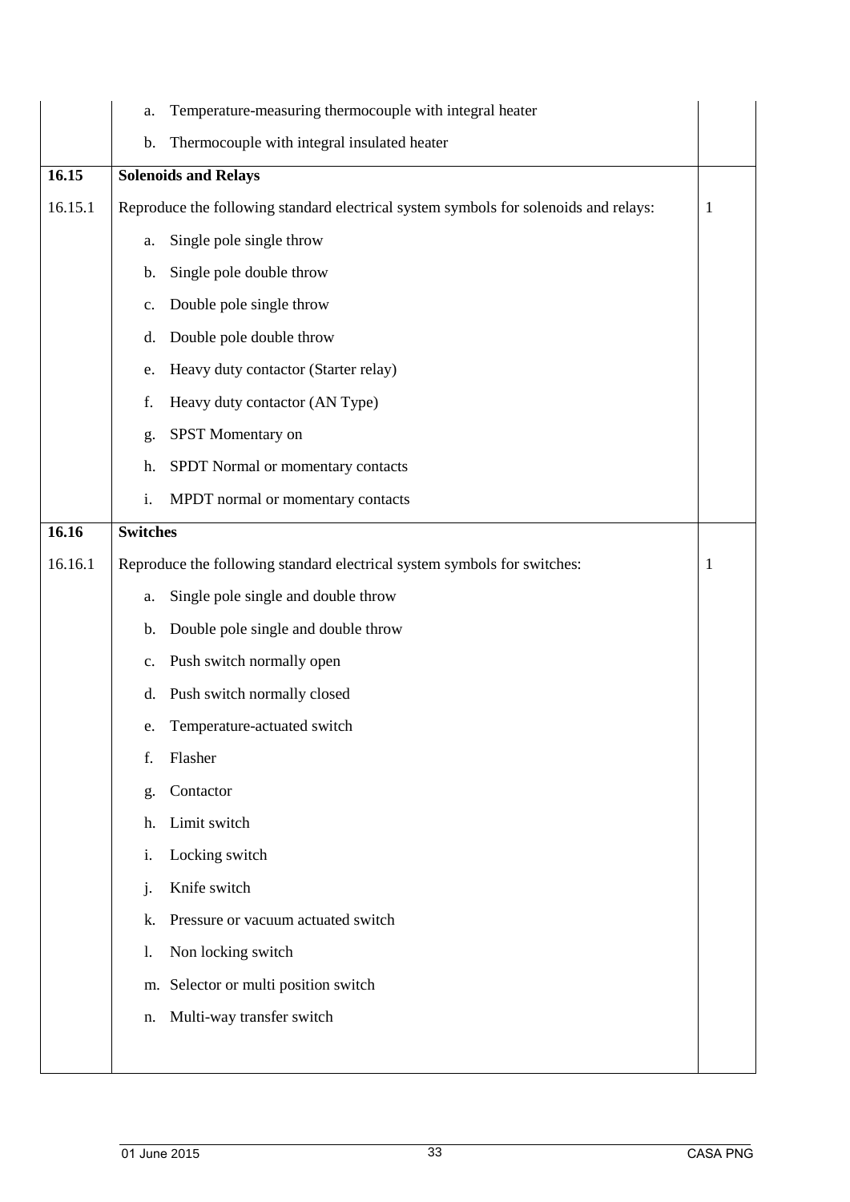| | | |
|---|---|---|
| | a. Temperature-measuring thermocouple with integral heater | |
| | b. Thermocouple with integral insulated heater | |
| **16.15** | **Solenoids and Relays** | |
| 16.15.1 | Reproduce the following standard electrical system symbols for solenoids and relays: | 1 |
| | a. Single pole single throw | |
| | b. Single pole double throw | |
| | c. Double pole single throw | |
| | d. Double pole double throw | |
| | e. Heavy duty contactor (Starter relay) | |
| | f. Heavy duty contactor (AN Type) | |
| | g. SPST Momentary on | |
| | h. SPDT Normal or momentary contacts | |
| | i. MPDT normal or momentary contacts | |
| **16.16** | **Switches** | |
| 16.16.1 | Reproduce the following standard electrical system symbols for switches: | 1 |
| | a. Single pole single and double throw | |
| | b. Double pole single and double throw | |
| | c. Push switch normally open | |
| | d. Push switch normally closed | |
| | e. Temperature-actuated switch | |
| | f. Flasher | |
| | g. Contactor | |
| | h. Limit switch | |
| | i. Locking switch | |
| | j. Knife switch | |
| | k. Pressure or vacuum actuated switch | |
| | l. Non locking switch | |
| | m. Selector or multi position switch | |
| | n. Multi-way transfer switch | |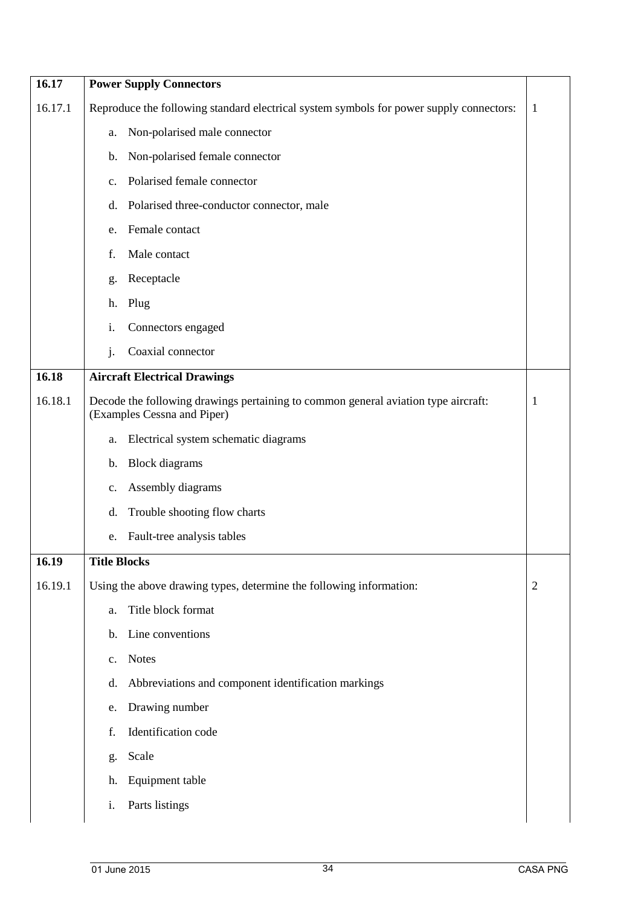| | | |
|---|---|---|
| **16.17** | **Power Supply Connectors** | |
| 16.17.1 | Reproduce the following standard electrical system symbols for power supply connectors:<br>a. Non-polarised male connector<br>b. Non-polarised female connector<br>c. Polarised female connector<br>d. Polarised three-conductor connector, male<br>e. Female contact<br>f. Male contact<br>g. Receptacle<br>h. Plug<br>i. Connectors engaged<br>j. Coaxial connector | 1 |
| **16.18** | **Aircraft Electrical Drawings** | |
| 16.18.1 | Decode the following drawings pertaining to common general aviation type aircraft: (Examples Cessna and Piper)<br>a. Electrical system schematic diagrams<br>b. Block diagrams<br>c. Assembly diagrams<br>d. Trouble shooting flow charts<br>e. Fault-tree analysis tables | 1 |
| **16.19** | **Title Blocks** | |
| 16.19.1 | Using the above drawing types, determine the following information:<br>a. Title block format<br>b. Line conventions<br>c. Notes<br>d. Abbreviations and component identification markings<br>e. Drawing number<br>f. Identification code<br>g. Scale<br>h. Equipment table<br>i. Parts listings | 2 |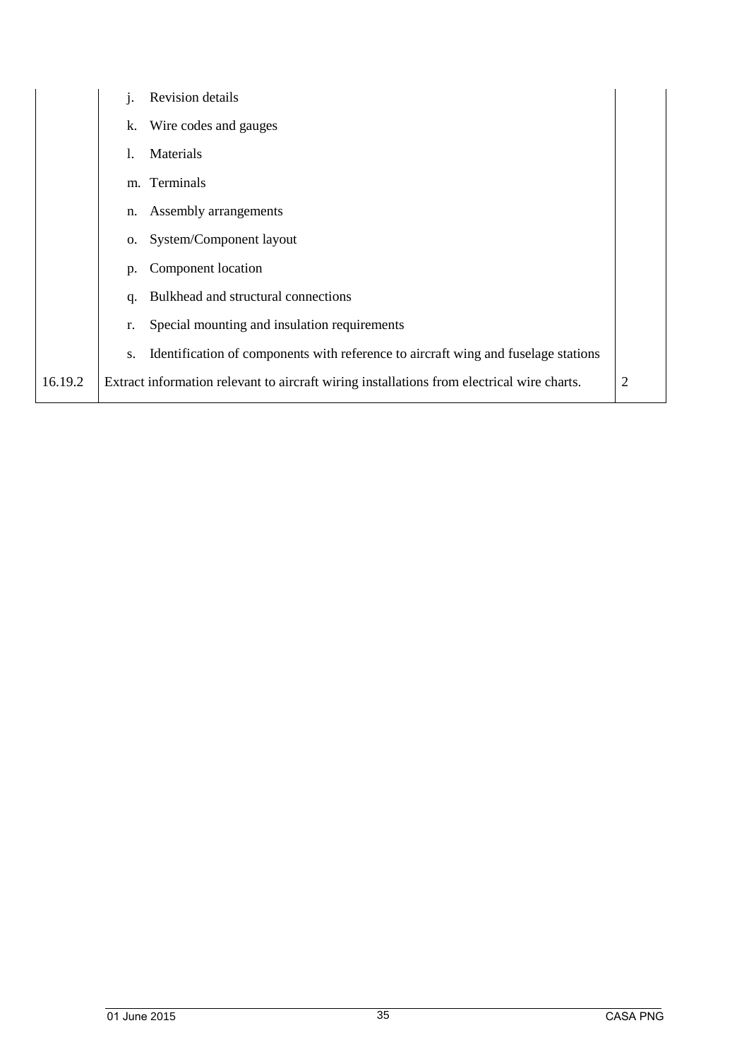| | | |
|---|---|---|
| | j. Revision details<br>k. Wire codes and gauges<br>l. Materials<br>m. Terminals<br>n. Assembly arrangements<br>o. System/Component layout<br>p. Component location<br>q. Bulkhead and structural connections<br>r. Special mounting and insulation requirements<br>s. Identification of components with reference to aircraft wing and fuselage stations | |
| 16.19.2 | Extract information relevant to aircraft wiring installations from electrical wire charts. | 2 |